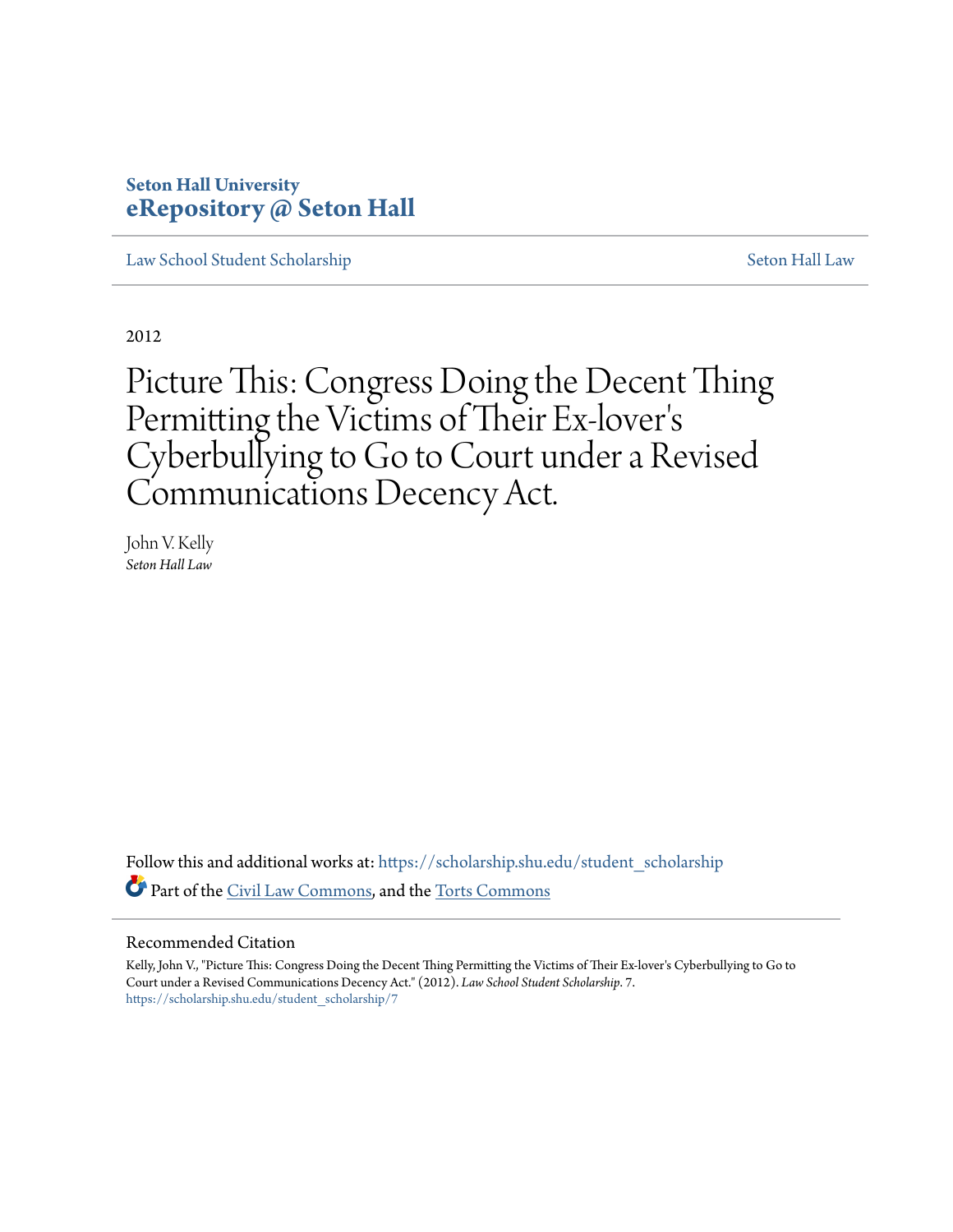**Seton Hall University**
**eRepository @ Seton Hall**

Law School Student Scholarship | Seton Hall Law

2012

# Picture This: Congress Doing the Decent Thing Permitting the Victims of Their Ex-lover's Cyberbullying to Go to Court under a Revised Communications Decency Act.

John V. Kelly
*Seton Hall Law*

Follow this and additional works at: https://scholarship.shu.edu/student_scholarship

Part of the Civil Law Commons, and the Torts Commons

## Recommended Citation

Kelly, John V., "Picture This: Congress Doing the Decent Thing Permitting the Victims of Their Ex-lover's Cyberbullying to Go to Court under a Revised Communications Decency Act." (2012). *Law School Student Scholarship*. 7.
https://scholarship.shu.edu/student_scholarship/7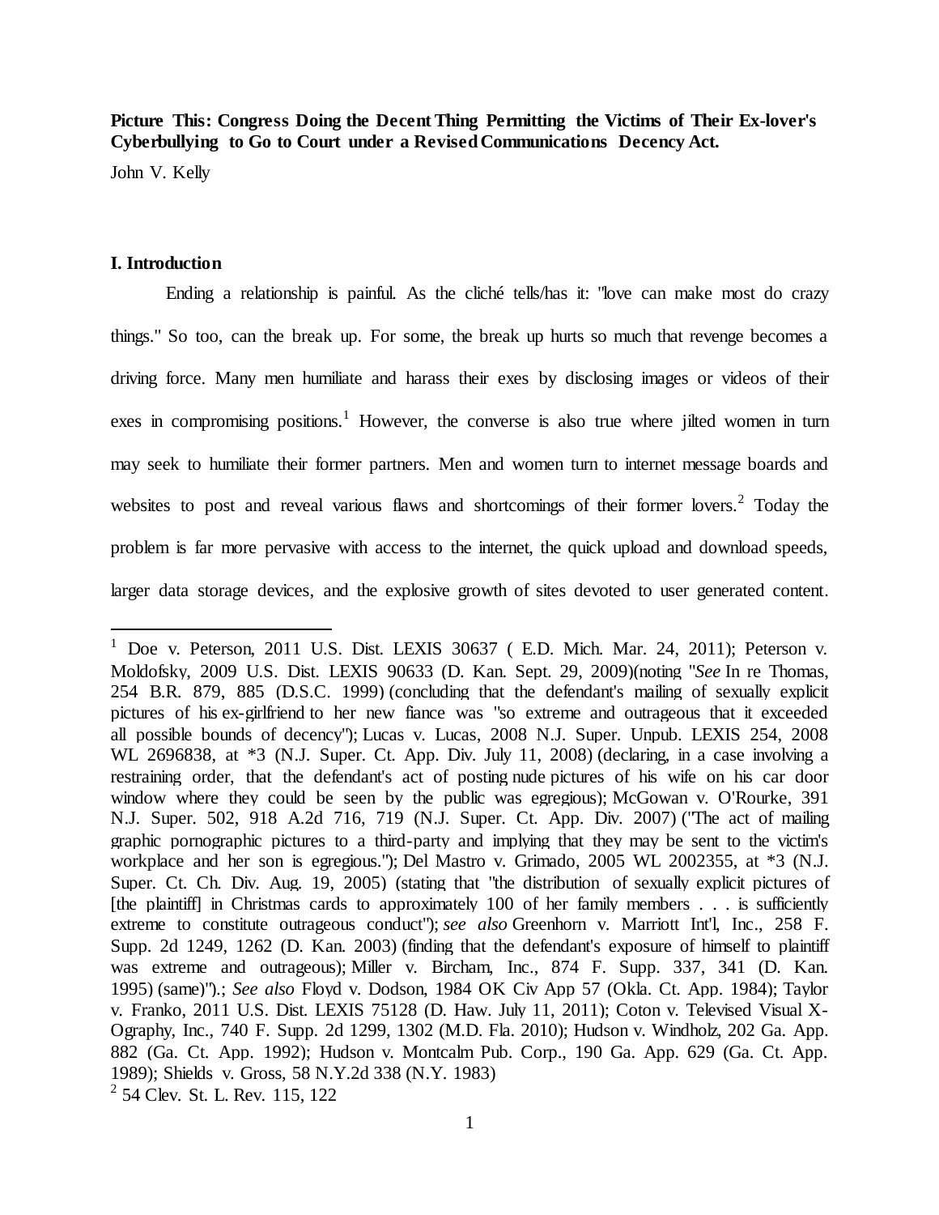**Picture This: Congress Doing the Decent Thing Permitting the Victims of Their Ex-lover's Cyberbullying to Go to Court under a Revised Communications Decency Act.**

John V. Kelly

## I. Introduction

Ending a relationship is painful. As the cliché tells/has it: "love can make most do crazy things." So too, can the break up. For some, the break up hurts so much that revenge becomes a driving force. Many men humiliate and harass their exes by disclosing images or videos of their exes in compromising positions.[1] However, the converse is also true where jilted women in turn may seek to humiliate their former partners. Men and women turn to internet message boards and websites to post and reveal various flaws and shortcomings of their former lovers.[2] Today the problem is far more pervasive with access to the internet, the quick upload and download speeds, larger data storage devices, and the explosive growth of sites devoted to user generated content.

---

[1] Doe v. Peterson, 2011 U.S. Dist. LEXIS 30637 ( E.D. Mich. Mar. 24, 2011); Peterson v. Moldofsky, 2009 U.S. Dist. LEXIS 90633 (D. Kan. Sept. 29, 2009)(noting "*See* In re Thomas, 254 B.R. 879, 885 (D.S.C. 1999) (concluding that the defendant's mailing of sexually explicit pictures of his ex-girlfriend to her new fiance was "so extreme and outrageous that it exceeded all possible bounds of decency"); Lucas v. Lucas, 2008 N.J. Super. Unpub. LEXIS 254, 2008 WL 2696838, at *3 (N.J. Super. Ct. App. Div. July 11, 2008) (declaring, in a case involving a restraining order, that the defendant's act of posting nude pictures of his wife on his car door window where they could be seen by the public was egregious); McGowan v. O'Rourke, 391 N.J. Super. 502, 918 A.2d 716, 719 (N.J. Super. Ct. App. Div. 2007) ("The act of mailing graphic pornographic pictures to a third-party and implying that they may be sent to the victim's workplace and her son is egregious."); Del Mastro v. Grimado, 2005 WL 2002355, at *3 (N.J. Super. Ct. Ch. Div. Aug. 19, 2005) (stating that "the distribution of sexually explicit pictures of [the plaintiff] in Christmas cards to approximately 100 of her family members . . . is sufficiently extreme to constitute outrageous conduct"); *see also* Greenhorn v. Marriott Int'l, Inc., 258 F. Supp. 2d 1249, 1262 (D. Kan. 2003) (finding that the defendant's exposure of himself to plaintiff was extreme and outrageous); Miller v. Bircham, Inc., 874 F. Supp. 337, 341 (D. Kan. 1995) (same)").; *See also* Floyd v. Dodson, 1984 OK Civ App 57 (Okla. Ct. App. 1984); Taylor v. Franko, 2011 U.S. Dist. LEXIS 75128 (D. Haw. July 11, 2011); Coton v. Televised Visual X-Ography, Inc., 740 F. Supp. 2d 1299, 1302 (M.D. Fla. 2010); Hudson v. Windholz, 202 Ga. App. 882 (Ga. Ct. App. 1992); Hudson v. Montcalm Pub. Corp., 190 Ga. App. 629 (Ga. Ct. App. 1989); Shields v. Gross, 58 N.Y.2d 338 (N.Y. 1983)

[2] 54 Clev. St. L. Rev. 115, 122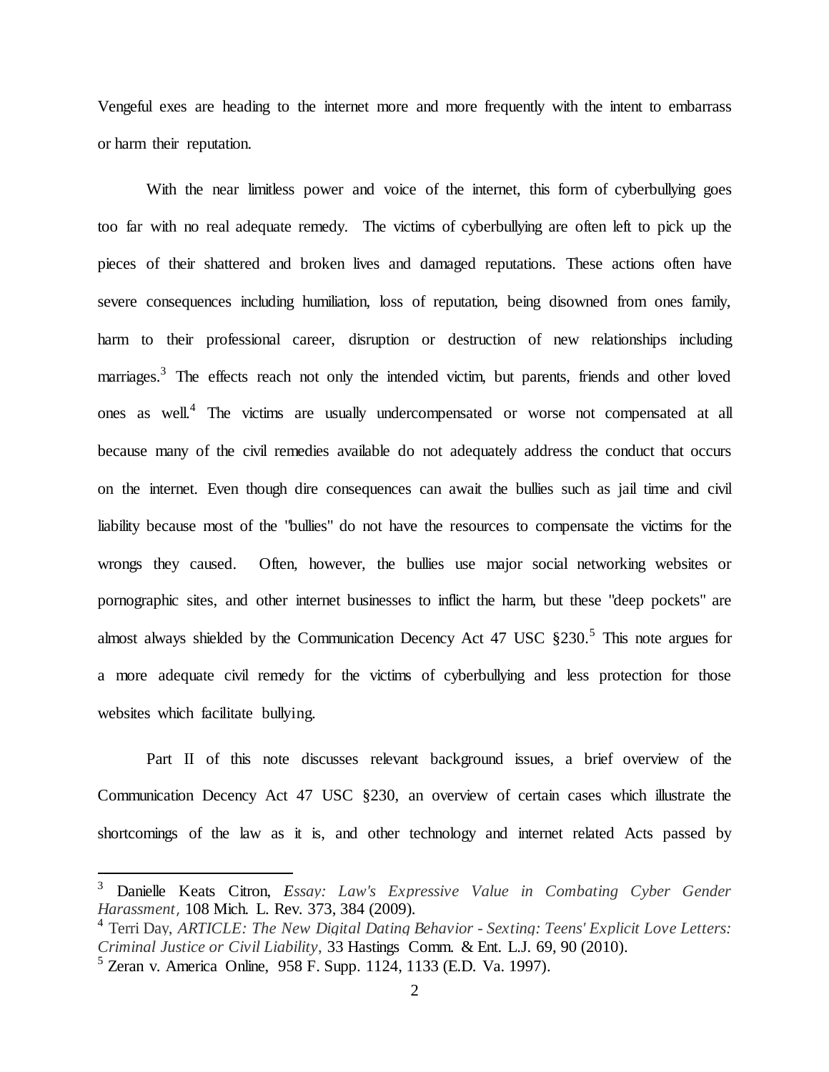Vengeful exes are heading to the internet more and more frequently with the intent to embarrass or harm their reputation.

With the near limitless power and voice of the internet, this form of cyberbullying goes too far with no real adequate remedy. The victims of cyberbullying are often left to pick up the pieces of their shattered and broken lives and damaged reputations. These actions often have severe consequences including humiliation, loss of reputation, being disowned from ones family, harm to their professional career, disruption or destruction of new relationships including marriages.[3] The effects reach not only the intended victim, but parents, friends and other loved ones as well.[4] The victims are usually undercompensated or worse not compensated at all because many of the civil remedies available do not adequately address the conduct that occurs on the internet. Even though dire consequences can await the bullies such as jail time and civil liability because most of the "bullies" do not have the resources to compensate the victims for the wrongs they caused. Often, however, the bullies use major social networking websites or pornographic sites, and other internet businesses to inflict the harm, but these "deep pockets" are almost always shielded by the Communication Decency Act 47 USC §230.[5] This note argues for a more adequate civil remedy for the victims of cyberbullying and less protection for those websites which facilitate bullying.

Part II of this note discusses relevant background issues, a brief overview of the Communication Decency Act 47 USC §230, an overview of certain cases which illustrate the shortcomings of the law as it is, and other technology and internet related Acts passed by

---

[3] Danielle Keats Citron, *Essay: Law's Expressive Value in Combating Cyber Gender Harassment*, 108 Mich. L. Rev. 373, 384 (2009).

[4] Terri Day, *ARTICLE: The New Digital Dating Behavior - Sexting: Teens' Explicit Love Letters: Criminal Justice or Civil Liability*, 33 Hastings Comm. & Ent. L.J. 69, 90 (2010).

[5] Zeran v. America Online, 958 F. Supp. 1124, 1133 (E.D. Va. 1997).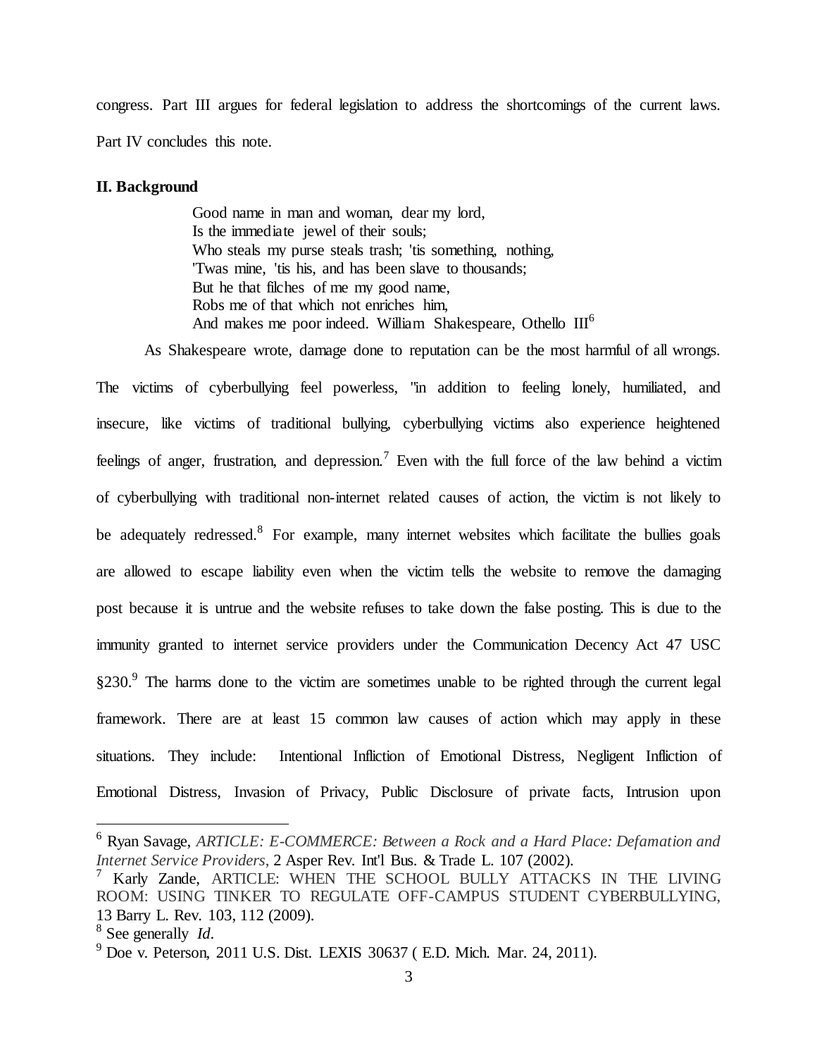congress. Part III argues for federal legislation to address the shortcomings of the current laws. Part IV concludes this note.

## II. Background

> Good name in man and woman, dear my lord,
> Is the immediate jewel of their souls;
> Who steals my purse steals trash; 'tis something, nothing,
> 'Twas mine, 'tis his, and has been slave to thousands;
> But he that filches of me my good name,
> Robs me of that which not enriches him,
> And makes me poor indeed. William Shakespeare, Othello III[6]

As Shakespeare wrote, damage done to reputation can be the most harmful of all wrongs. The victims of cyberbullying feel powerless, "in addition to feeling lonely, humiliated, and insecure, like victims of traditional bullying, cyberbullying victims also experience heightened feelings of anger, frustration, and depression.[7] Even with the full force of the law behind a victim of cyberbullying with traditional non-internet related causes of action, the victim is not likely to be adequately redressed.[8] For example, many internet websites which facilitate the bullies goals are allowed to escape liability even when the victim tells the website to remove the damaging post because it is untrue and the website refuses to take down the false posting. This is due to the immunity granted to internet service providers under the Communication Decency Act 47 USC §230.[9] The harms done to the victim are sometimes unable to be righted through the current legal framework. There are at least 15 common law causes of action which may apply in these situations. They include: Intentional Infliction of Emotional Distress, Negligent Infliction of Emotional Distress, Invasion of Privacy, Public Disclosure of private facts, Intrusion upon

---

[6] Ryan Savage, *ARTICLE: E-COMMERCE: Between a Rock and a Hard Place: Defamation and Internet Service Providers*, 2 Asper Rev. Int'l Bus. & Trade L. 107 (2002).

[7] Karly Zande, ARTICLE: WHEN THE SCHOOL BULLY ATTACKS IN THE LIVING ROOM: USING TINKER TO REGULATE OFF-CAMPUS STUDENT CYBERBULLYING, 13 Barry L. Rev. 103, 112 (2009).

[8] See generally *Id*.

[9] Doe v. Peterson, 2011 U.S. Dist. LEXIS 30637 ( E.D. Mich. Mar. 24, 2011).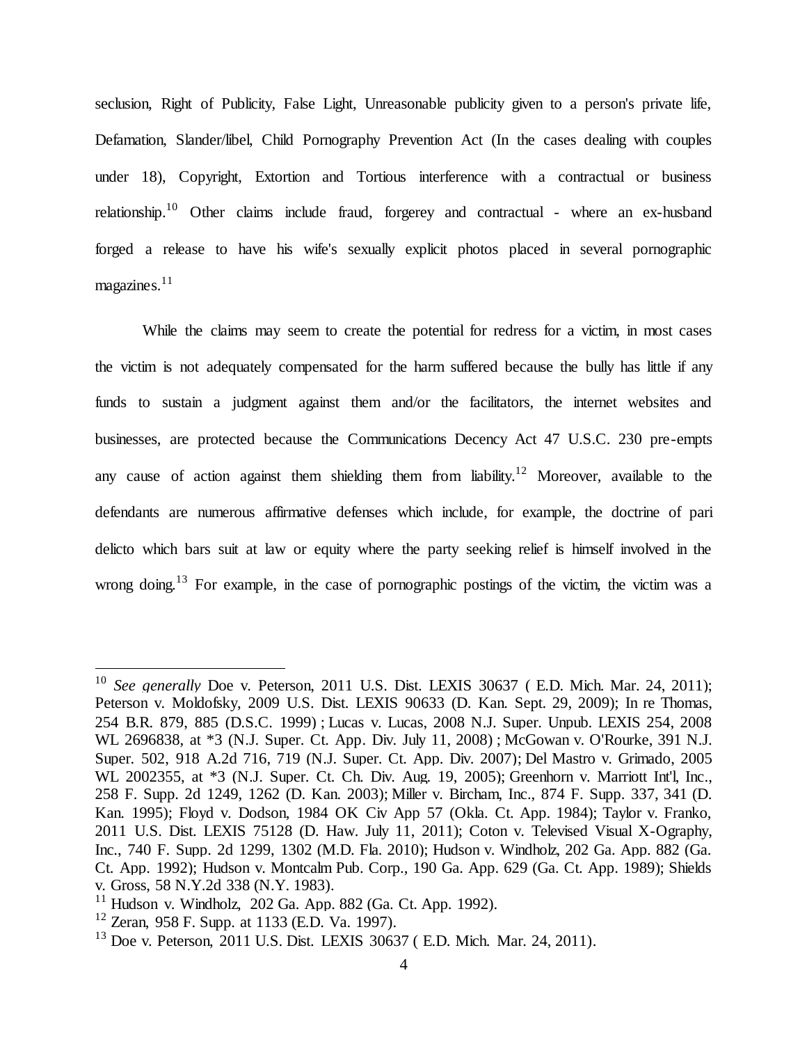seclusion, Right of Publicity, False Light, Unreasonable publicity given to a person's private life, Defamation, Slander/libel, Child Pornography Prevention Act (In the cases dealing with couples under 18), Copyright, Extortion and Tortious interference with a contractual or business relationship.[10] Other claims include fraud, forgerey and contractual - where an ex-husband forged a release to have his wife's sexually explicit photos placed in several pornographic magazines.[11]

While the claims may seem to create the potential for redress for a victim, in most cases the victim is not adequately compensated for the harm suffered because the bully has little if any funds to sustain a judgment against them and/or the facilitators, the internet websites and businesses, are protected because the Communications Decency Act 47 U.S.C. 230 pre-empts any cause of action against them shielding them from liability.[12] Moreover, available to the defendants are numerous affirmative defenses which include, for example, the doctrine of pari delicto which bars suit at law or equity where the party seeking relief is himself involved in the wrong doing.[13] For example, in the case of pornographic postings of the victim, the victim was a

---

[10] *See generally* Doe v. Peterson, 2011 U.S. Dist. LEXIS 30637 ( E.D. Mich. Mar. 24, 2011); Peterson v. Moldofsky, 2009 U.S. Dist. LEXIS 90633 (D. Kan. Sept. 29, 2009); In re Thomas, 254 B.R. 879, 885 (D.S.C. 1999) ; Lucas v. Lucas, 2008 N.J. Super. Unpub. LEXIS 254, 2008 WL 2696838, at *3 (N.J. Super. Ct. App. Div. July 11, 2008) ; McGowan v. O'Rourke, 391 N.J. Super. 502, 918 A.2d 716, 719 (N.J. Super. Ct. App. Div. 2007); Del Mastro v. Grimado, 2005 WL 2002355, at *3 (N.J. Super. Ct. Ch. Div. Aug. 19, 2005); Greenhorn v. Marriott Int'l, Inc., 258 F. Supp. 2d 1249, 1262 (D. Kan. 2003); Miller v. Bircham, Inc., 874 F. Supp. 337, 341 (D. Kan. 1995); Floyd v. Dodson, 1984 OK Civ App 57 (Okla. Ct. App. 1984); Taylor v. Franko, 2011 U.S. Dist. LEXIS 75128 (D. Haw. July 11, 2011); Coton v. Televised Visual X-Ography, Inc., 740 F. Supp. 2d 1299, 1302 (M.D. Fla. 2010); Hudson v. Windholz, 202 Ga. App. 882 (Ga. Ct. App. 1992); Hudson v. Montcalm Pub. Corp., 190 Ga. App. 629 (Ga. Ct. App. 1989); Shields v. Gross, 58 N.Y.2d 338 (N.Y. 1983).

[11] Hudson v. Windholz, 202 Ga. App. 882 (Ga. Ct. App. 1992).

[12] Zeran, 958 F. Supp. at 1133 (E.D. Va. 1997).

[13] Doe v. Peterson, 2011 U.S. Dist. LEXIS 30637 ( E.D. Mich. Mar. 24, 2011).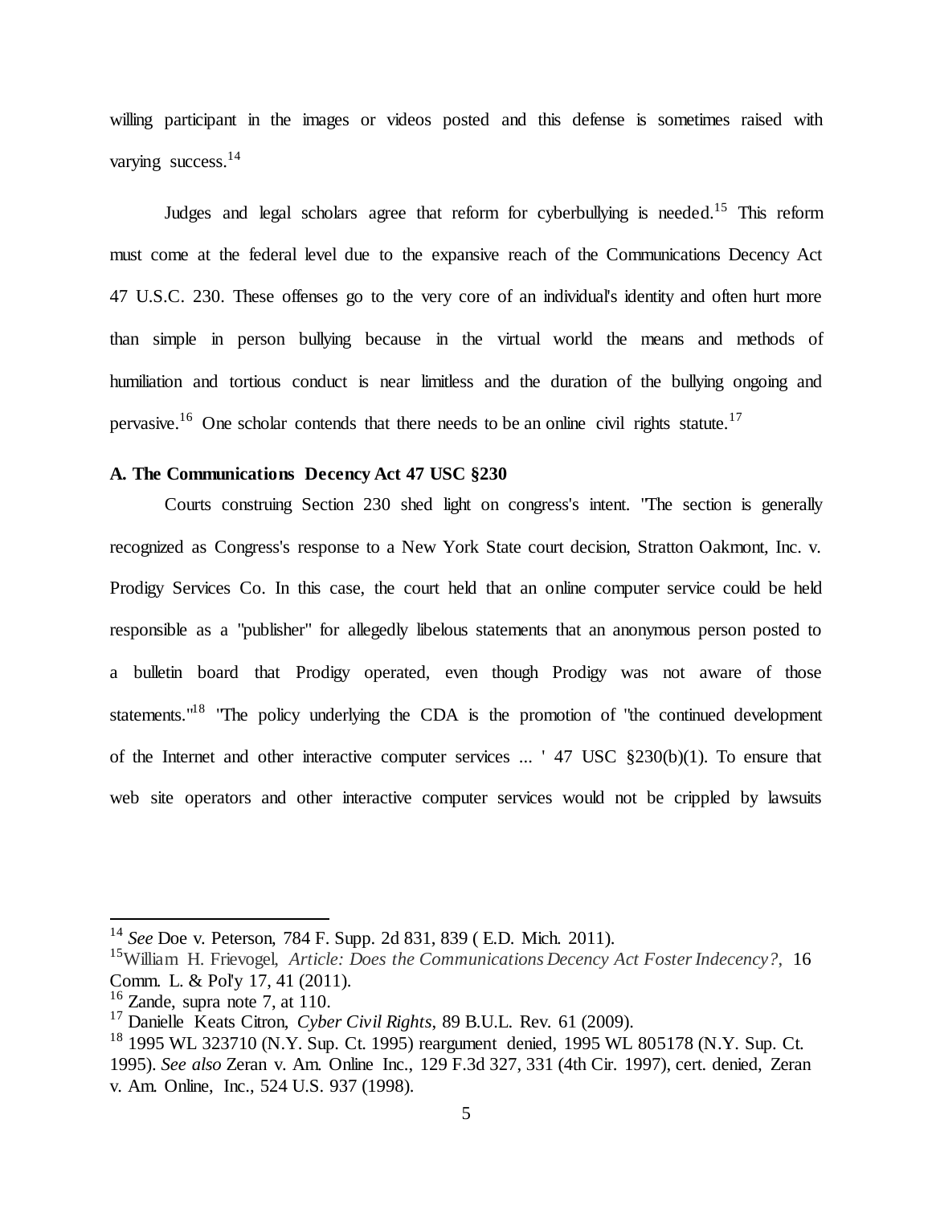willing participant in the images or videos posted and this defense is sometimes raised with varying success.[14]

Judges and legal scholars agree that reform for cyberbullying is needed.[15] This reform must come at the federal level due to the expansive reach of the Communications Decency Act 47 U.S.C. 230. These offenses go to the very core of an individual's identity and often hurt more than simple in person bullying because in the virtual world the means and methods of humiliation and tortious conduct is near limitless and the duration of the bullying ongoing and pervasive.[16] One scholar contends that there needs to be an online civil rights statute.[17]

**A. The Communications Decency Act 47 USC §230**

Courts construing Section 230 shed light on congress's intent. "The section is generally recognized as Congress's response to a New York State court decision, Stratton Oakmont, Inc. v. Prodigy Services Co. In this case, the court held that an online computer service could be held responsible as a "publisher" for allegedly libelous statements that an anonymous person posted to a bulletin board that Prodigy operated, even though Prodigy was not aware of those statements."[18] "The policy underlying the CDA is the promotion of "the continued development of the Internet and other interactive computer services ... ' 47 USC §230(b)(1). To ensure that web site operators and other interactive computer services would not be crippled by lawsuits

---

[14] *See* Doe v. Peterson, 784 F. Supp. 2d 831, 839 ( E.D. Mich. 2011).

[15] William H. Frievogel, *Article: Does the Communications Decency Act Foster Indecency?*, 16 Comm. L. & Pol'y 17, 41 (2011).

[16] Zande, supra note 7, at 110.

[17] Danielle Keats Citron, *Cyber Civil Rights*, 89 B.U.L. Rev. 61 (2009).

[18] 1995 WL 323710 (N.Y. Sup. Ct. 1995) reargument denied, 1995 WL 805178 (N.Y. Sup. Ct. 1995). *See also* Zeran v. Am. Online Inc., 129 F.3d 327, 331 (4th Cir. 1997), cert. denied, Zeran v. Am. Online, Inc., 524 U.S. 937 (1998).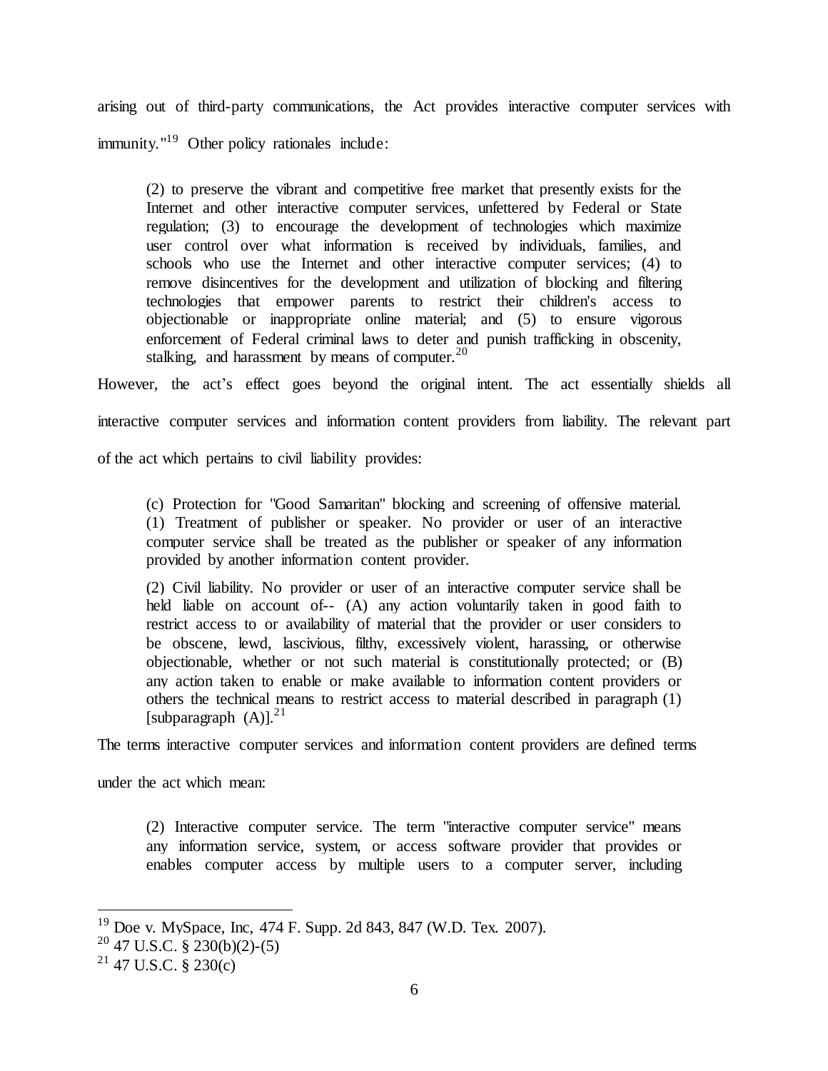arising out of third-party communications, the Act provides interactive computer services with immunity."[19] Other policy rationales include:

> (2) to preserve the vibrant and competitive free market that presently exists for the Internet and other interactive computer services, unfettered by Federal or State regulation; (3) to encourage the development of technologies which maximize user control over what information is received by individuals, families, and schools who use the Internet and other interactive computer services; (4) to remove disincentives for the development and utilization of blocking and filtering technologies that empower parents to restrict their children's access to objectionable or inappropriate online material; and (5) to ensure vigorous enforcement of Federal criminal laws to deter and punish trafficking in obscenity, stalking, and harassment by means of computer.[20]

However, the act's effect goes beyond the original intent. The act essentially shields all interactive computer services and information content providers from liability. The relevant part of the act which pertains to civil liability provides:

> (c) Protection for "Good Samaritan" blocking and screening of offensive material. (1) Treatment of publisher or speaker. No provider or user of an interactive computer service shall be treated as the publisher or speaker of any information provided by another information content provider.
>
> (2) Civil liability. No provider or user of an interactive computer service shall be held liable on account of-- (A) any action voluntarily taken in good faith to restrict access to or availability of material that the provider or user considers to be obscene, lewd, lascivious, filthy, excessively violent, harassing, or otherwise objectionable, whether or not such material is constitutionally protected; or (B) any action taken to enable or make available to information content providers or others the technical means to restrict access to material described in paragraph (1) [subparagraph (A)].[21]

The terms interactive computer services and information content providers are defined terms under the act which mean:

> (2) Interactive computer service. The term "interactive computer service" means any information service, system, or access software provider that provides or enables computer access by multiple users to a computer server, including

---

[19] Doe v. MySpace, Inc, 474 F. Supp. 2d 843, 847 (W.D. Tex. 2007).

[20] 47 U.S.C. § 230(b)(2)-(5)

[21] 47 U.S.C. § 230(c)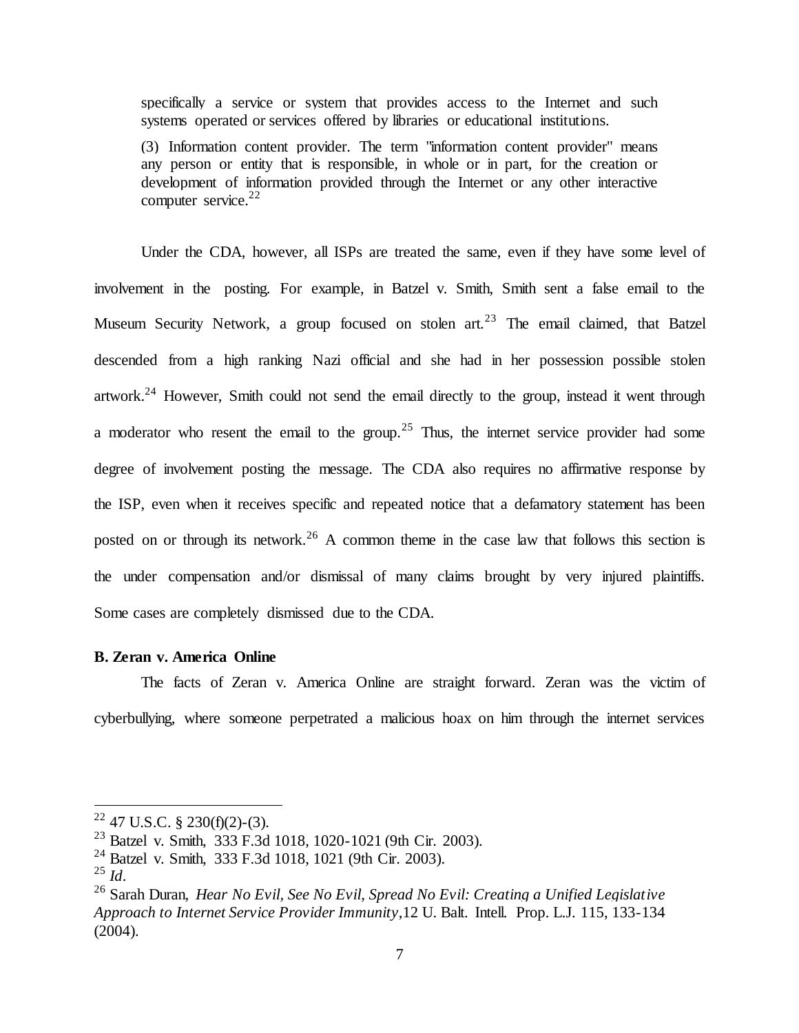specifically a service or system that provides access to the Internet and such systems operated or services offered by libraries or educational institutions.

(3) Information content provider. The term "information content provider" means any person or entity that is responsible, in whole or in part, for the creation or development of information provided through the Internet or any other interactive computer service.[22]

Under the CDA, however, all ISPs are treated the same, even if they have some level of involvement in the posting. For example, in Batzel v. Smith, Smith sent a false email to the Museum Security Network, a group focused on stolen art.[23] The email claimed, that Batzel descended from a high ranking Nazi official and she had in her possession possible stolen artwork.[24] However, Smith could not send the email directly to the group, instead it went through a moderator who resent the email to the group.[25] Thus, the internet service provider had some degree of involvement posting the message. The CDA also requires no affirmative response by the ISP, even when it receives specific and repeated notice that a defamatory statement has been posted on or through its network.[26] A common theme in the case law that follows this section is the under compensation and/or dismissal of many claims brought by very injured plaintiffs. Some cases are completely dismissed due to the CDA.

**B. Zeran v. America Online**

The facts of Zeran v. America Online are straight forward. Zeran was the victim of cyberbullying, where someone perpetrated a malicious hoax on him through the internet services

---

[22] 47 U.S.C. § 230(f)(2)-(3).

[23] Batzel v. Smith, 333 F.3d 1018, 1020-1021 (9th Cir. 2003).

[24] Batzel v. Smith, 333 F.3d 1018, 1021 (9th Cir. 2003).

[25] *Id.*

[26] Sarah Duran, *Hear No Evil, See No Evil, Spread No Evil: Creating a Unified Legislative Approach to Internet Service Provider Immunity*,12 U. Balt. Intell. Prop. L.J. 115, 133-134 (2004).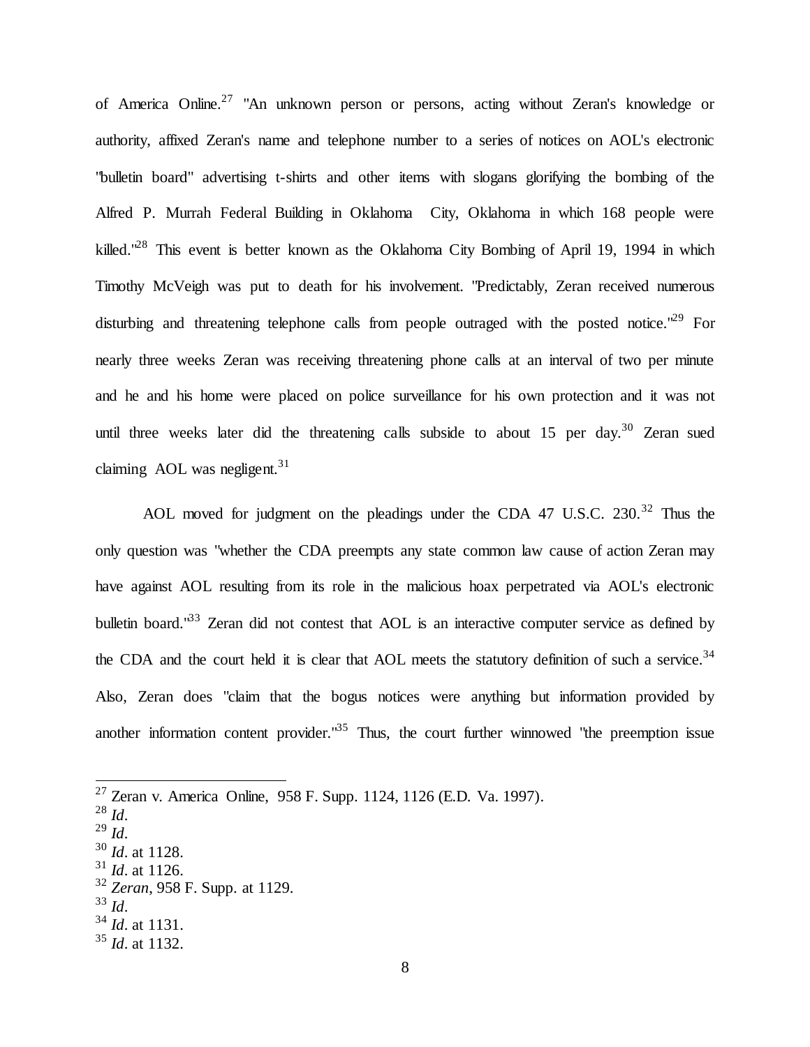of America Online.[27] "An unknown person or persons, acting without Zeran's knowledge or authority, affixed Zeran's name and telephone number to a series of notices on AOL's electronic "bulletin board" advertising t-shirts and other items with slogans glorifying the bombing of the Alfred P. Murrah Federal Building in Oklahoma City, Oklahoma in which 168 people were killed."[28] This event is better known as the Oklahoma City Bombing of April 19, 1994 in which Timothy McVeigh was put to death for his involvement. "Predictably, Zeran received numerous disturbing and threatening telephone calls from people outraged with the posted notice."[29] For nearly three weeks Zeran was receiving threatening phone calls at an interval of two per minute and he and his home were placed on police surveillance for his own protection and it was not until three weeks later did the threatening calls subside to about 15 per day.[30] Zeran sued claiming AOL was negligent.[31]

AOL moved for judgment on the pleadings under the CDA 47 U.S.C. 230.[32] Thus the only question was "whether the CDA preempts any state common law cause of action Zeran may have against AOL resulting from its role in the malicious hoax perpetrated via AOL's electronic bulletin board."[33] Zeran did not contest that AOL is an interactive computer service as defined by the CDA and the court held it is clear that AOL meets the statutory definition of such a service.[34] Also, Zeran does "claim that the bogus notices were anything but information provided by another information content provider."[35] Thus, the court further winnowed "the preemption issue

---

[27] Zeran v. America Online, 958 F. Supp. 1124, 1126 (E.D. Va. 1997).
[28] *Id*.
[29] *Id*.
[30] *Id*. at 1128.
[31] *Id*. at 1126.
[32] *Zeran*, 958 F. Supp. at 1129.
[33] *Id*.
[34] *Id*. at 1131.
[35] *Id*. at 1132.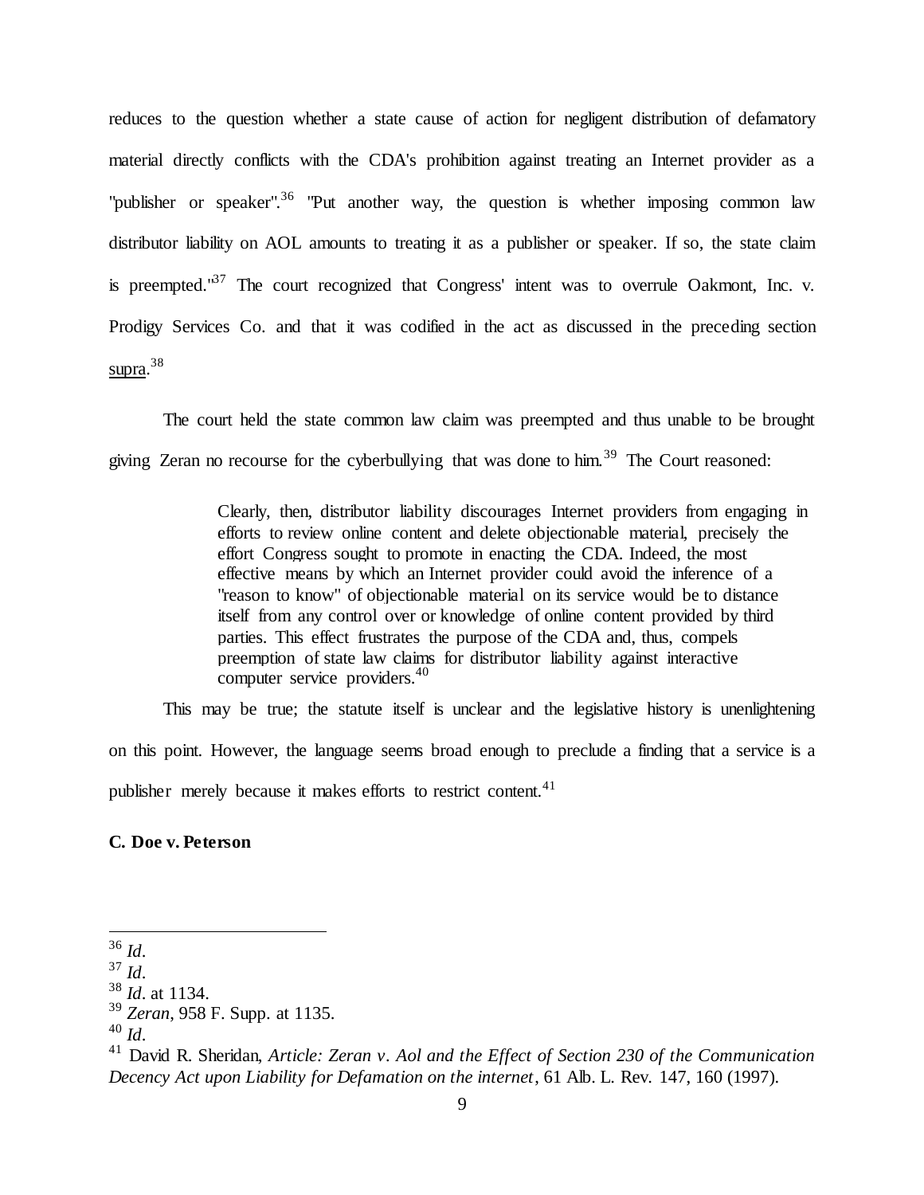reduces to the question whether a state cause of action for negligent distribution of defamatory material directly conflicts with the CDA's prohibition against treating an Internet provider as a "publisher or speaker".[36] "Put another way, the question is whether imposing common law distributor liability on AOL amounts to treating it as a publisher or speaker. If so, the state claim is preempted."[37] The court recognized that Congress' intent was to overrule Oakmont, Inc. v. Prodigy Services Co. and that it was codified in the act as discussed in the preceding section <u>supra</u>.[38]

The court held the state common law claim was preempted and thus unable to be brought giving Zeran no recourse for the cyberbullying that was done to him.[39] The Court reasoned:

> Clearly, then, distributor liability discourages Internet providers from engaging in efforts to review online content and delete objectionable material, precisely the effort Congress sought to promote in enacting the CDA. Indeed, the most effective means by which an Internet provider could avoid the inference of a "reason to know" of objectionable material on its service would be to distance itself from any control over or knowledge of online content provided by third parties. This effect frustrates the purpose of the CDA and, thus, compels preemption of state law claims for distributor liability against interactive computer service providers.[40]

This may be true; the statute itself is unclear and the legislative history is unenlightening on this point. However, the language seems broad enough to preclude a finding that a service is a publisher merely because it makes efforts to restrict content.[41]

**C. Doe v. Peterson**

---

[36] *Id*.
[37] *Id*.
[38] *Id*. at 1134.
[39] *Zeran*, 958 F. Supp. at 1135.
[40] *Id*.
[41] David R. Sheridan, *Article: Zeran v. Aol and the Effect of Section 230 of the Communication Decency Act upon Liability for Defamation on the internet*, 61 Alb. L. Rev. 147, 160 (1997).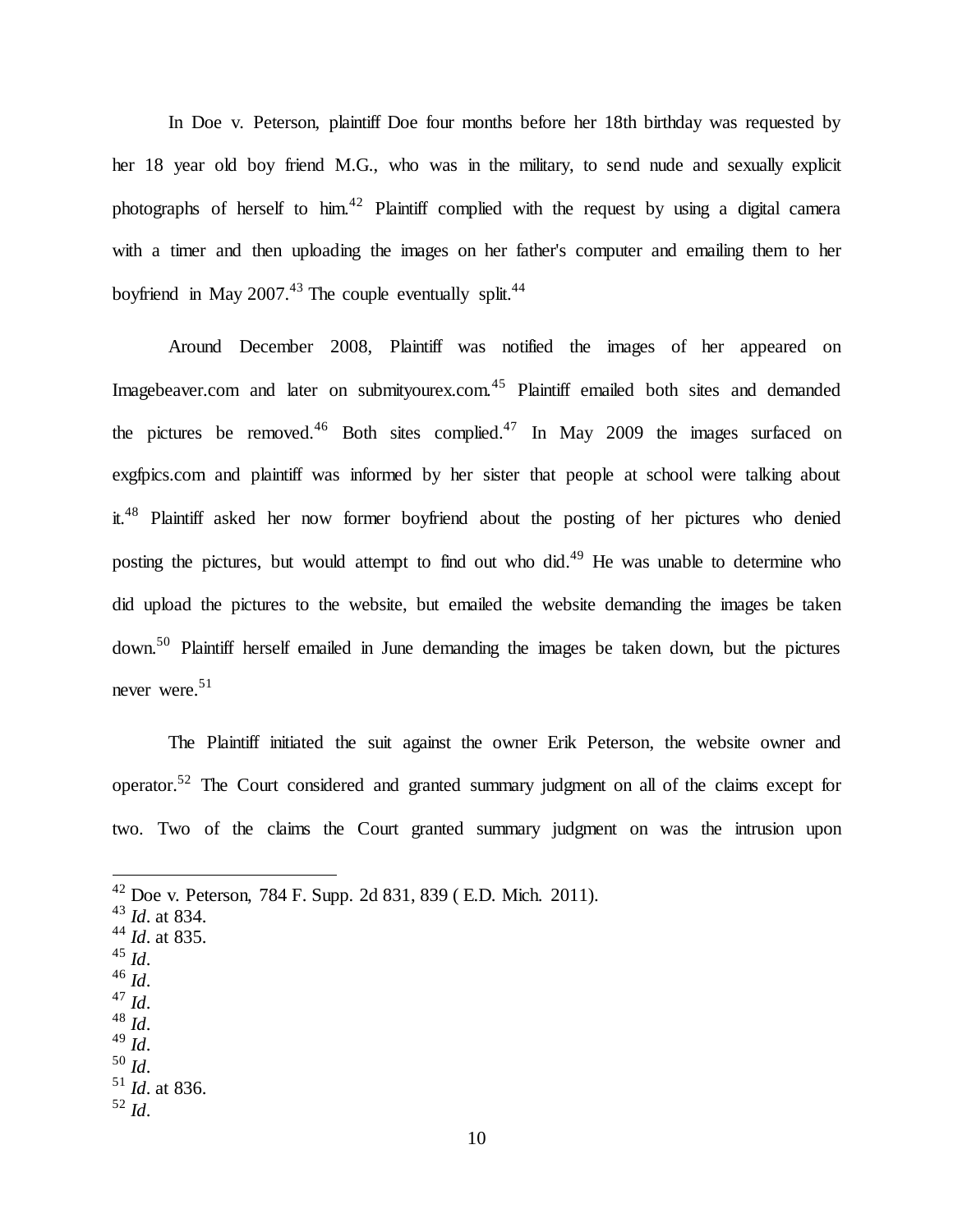In Doe v. Peterson, plaintiff Doe four months before her 18th birthday was requested by her 18 year old boy friend M.G., who was in the military, to send nude and sexually explicit photographs of herself to him.[42] Plaintiff complied with the request by using a digital camera with a timer and then uploading the images on her father's computer and emailing them to her boyfriend in May 2007.[43] The couple eventually split.[44]

Around December 2008, Plaintiff was notified the images of her appeared on Imagebeaver.com and later on submityourex.com.[45] Plaintiff emailed both sites and demanded the pictures be removed.[46] Both sites complied.[47] In May 2009 the images surfaced on exgfpics.com and plaintiff was informed by her sister that people at school were talking about it.[48] Plaintiff asked her now former boyfriend about the posting of her pictures who denied posting the pictures, but would attempt to find out who did.[49] He was unable to determine who did upload the pictures to the website, but emailed the website demanding the images be taken down.[50] Plaintiff herself emailed in June demanding the images be taken down, but the pictures never were.[51]

The Plaintiff initiated the suit against the owner Erik Peterson, the website owner and operator.[52] The Court considered and granted summary judgment on all of the claims except for two. Two of the claims the Court granted summary judgment on was the intrusion upon

---

[42] Doe v. Peterson, 784 F. Supp. 2d 831, 839 ( E.D. Mich. 2011).
[43] *Id*. at 834.
[44] *Id*. at 835.
[45] *Id*.
[46] *Id*.
[47] *Id*.
[48] *Id*.
[49] *Id*.
[50] *Id*.
[51] *Id*. at 836.
[52] *Id*.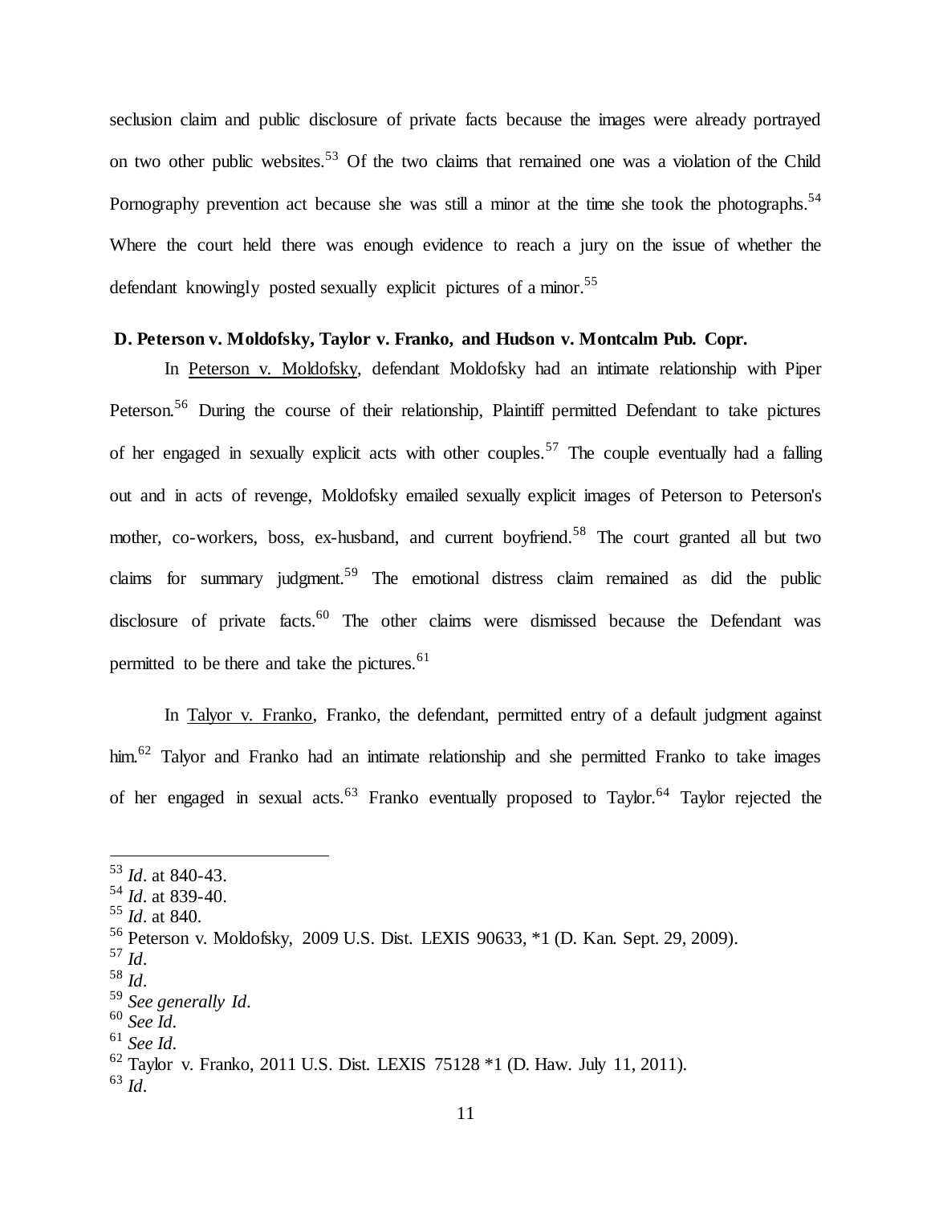seclusion claim and public disclosure of private facts because the images were already portrayed on two other public websites.[53] Of the two claims that remained one was a violation of the Child Pornography prevention act because she was still a minor at the time she took the photographs.[54] Where the court held there was enough evidence to reach a jury on the issue of whether the defendant knowingly posted sexually explicit pictures of a minor.[55]

**D. Peterson v. Moldofsky, Taylor v. Franko, and Hudson v. Montcalm Pub. Copr.**

In Peterson v. Moldofsky, defendant Moldofsky had an intimate relationship with Piper Peterson.[56] During the course of their relationship, Plaintiff permitted Defendant to take pictures of her engaged in sexually explicit acts with other couples.[57] The couple eventually had a falling out and in acts of revenge, Moldofsky emailed sexually explicit images of Peterson to Peterson's mother, co-workers, boss, ex-husband, and current boyfriend.[58] The court granted all but two claims for summary judgment.[59] The emotional distress claim remained as did the public disclosure of private facts.[60] The other claims were dismissed because the Defendant was permitted to be there and take the pictures.[61]

In Talyor v. Franko, Franko, the defendant, permitted entry of a default judgment against him.[62] Talyor and Franko had an intimate relationship and she permitted Franko to take images of her engaged in sexual acts.[63] Franko eventually proposed to Taylor.[64] Taylor rejected the

---

[53] *Id*. at 840-43.
[54] *Id*. at 839-40.
[55] *Id*. at 840.
[56] Peterson v. Moldofsky, 2009 U.S. Dist. LEXIS 90633, *1 (D. Kan. Sept. 29, 2009).
[57] *Id*.
[58] *Id*.
[59] *See generally Id*.
[60] *See Id*.
[61] *See Id*.
[62] Taylor v. Franko, 2011 U.S. Dist. LEXIS 75128 *1 (D. Haw. July 11, 2011).
[63] *Id*.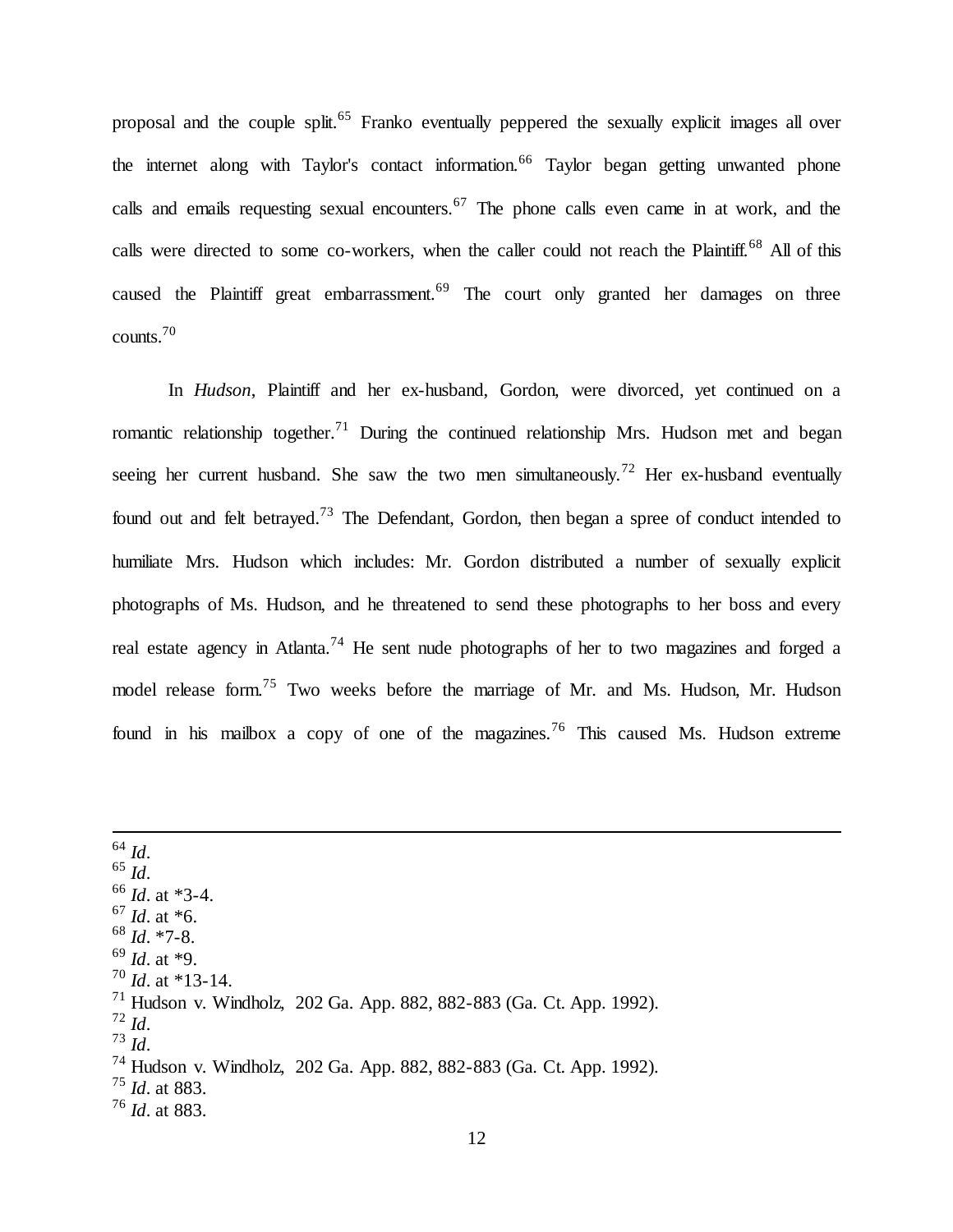proposal and the couple split.[65] Franko eventually peppered the sexually explicit images all over the internet along with Taylor's contact information.[66] Taylor began getting unwanted phone calls and emails requesting sexual encounters.[67] The phone calls even came in at work, and the calls were directed to some co-workers, when the caller could not reach the Plaintiff.[68] All of this caused the Plaintiff great embarrassment.[69] The court only granted her damages on three counts.[70]

In *Hudson*, Plaintiff and her ex-husband, Gordon, were divorced, yet continued on a romantic relationship together.[71] During the continued relationship Mrs. Hudson met and began seeing her current husband. She saw the two men simultaneously.[72] Her ex-husband eventually found out and felt betrayed.[73] The Defendant, Gordon, then began a spree of conduct intended to humiliate Mrs. Hudson which includes: Mr. Gordon distributed a number of sexually explicit photographs of Ms. Hudson, and he threatened to send these photographs to her boss and every real estate agency in Atlanta.[74] He sent nude photographs of her to two magazines and forged a model release form.[75] Two weeks before the marriage of Mr. and Ms. Hudson, Mr. Hudson found in his mailbox a copy of one of the magazines.[76] This caused Ms. Hudson extreme

---

[64] *Id*.
[65] *Id*.
[66] *Id*. at *3-4.
[67] *Id*. at *6.
[68] *Id*. *7-8.
[69] *Id*. at *9.
[70] *Id*. at *13-14.
[71] Hudson v. Windholz, 202 Ga. App. 882, 882-883 (Ga. Ct. App. 1992).
[72] *Id*.
[73] *Id*.
[74] Hudson v. Windholz, 202 Ga. App. 882, 882-883 (Ga. Ct. App. 1992).
[75] *Id*. at 883.
[76] *Id*. at 883.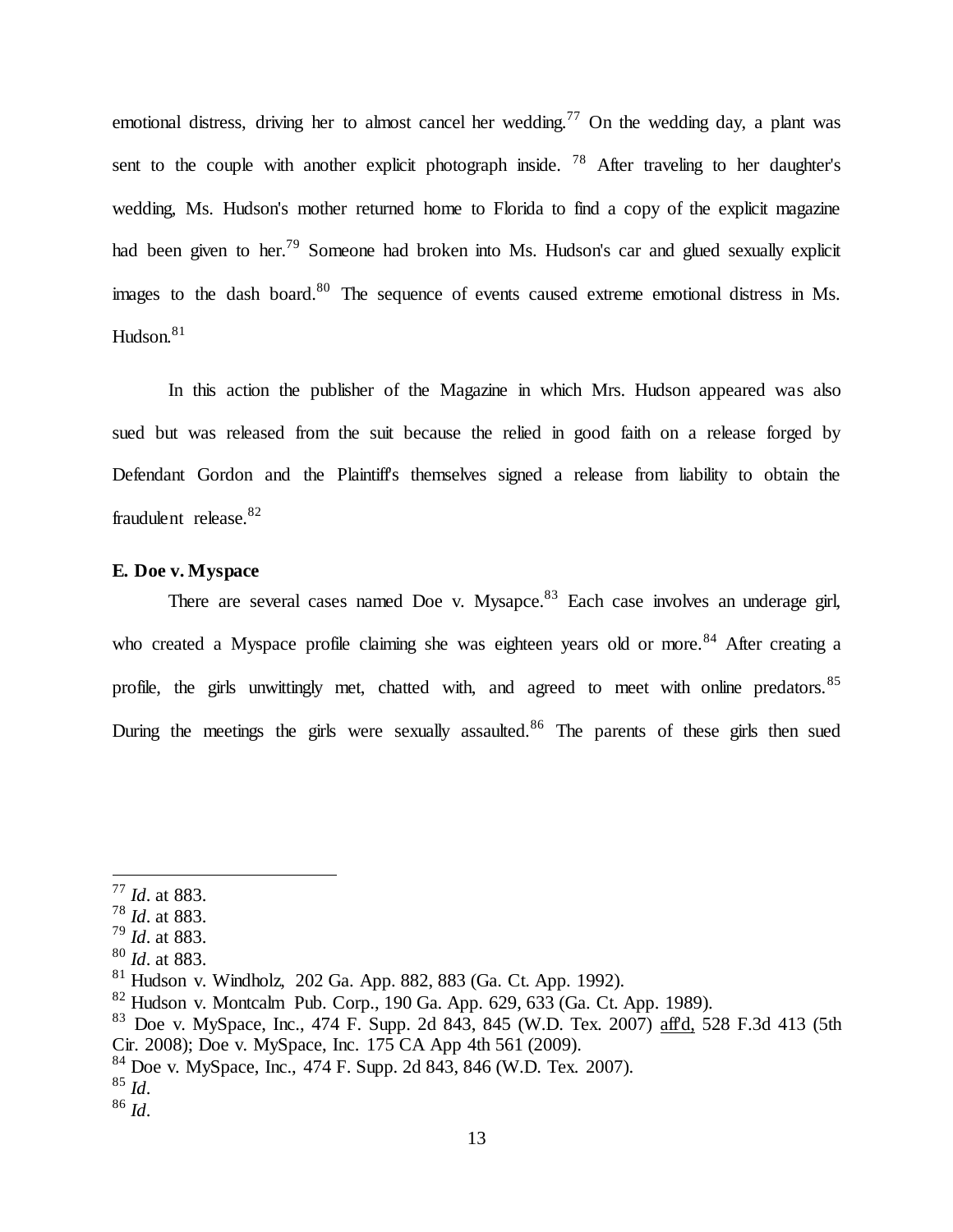emotional distress, driving her to almost cancel her wedding.[77] On the wedding day, a plant was sent to the couple with another explicit photograph inside. [78] After traveling to her daughter's wedding, Ms. Hudson's mother returned home to Florida to find a copy of the explicit magazine had been given to her.[79] Someone had broken into Ms. Hudson's car and glued sexually explicit images to the dash board.[80] The sequence of events caused extreme emotional distress in Ms. Hudson.[81]

In this action the publisher of the Magazine in which Mrs. Hudson appeared was also sued but was released from the suit because the relied in good faith on a release forged by Defendant Gordon and the Plaintiff's themselves signed a release from liability to obtain the fraudulent release.[82]

**E. Doe v. Myspace**

There are several cases named Doe v. Mysapce.[83] Each case involves an underage girl, who created a Myspace profile claiming she was eighteen years old or more.[84] After creating a profile, the girls unwittingly met, chatted with, and agreed to meet with online predators.[85] During the meetings the girls were sexually assaulted.[86] The parents of these girls then sued

---

[77] *Id*. at 883.
[78] *Id*. at 883.
[79] *Id*. at 883.
[80] *Id*. at 883.
[81] Hudson v. Windholz, 202 Ga. App. 882, 883 (Ga. Ct. App. 1992).
[82] Hudson v. Montcalm Pub. Corp., 190 Ga. App. 629, 633 (Ga. Ct. App. 1989).
[83] Doe v. MySpace, Inc., 474 F. Supp. 2d 843, 845 (W.D. Tex. 2007) aff'd, 528 F.3d 413 (5th Cir. 2008); Doe v. MySpace, Inc. 175 CA App 4th 561 (2009).
[84] Doe v. MySpace, Inc., 474 F. Supp. 2d 843, 846 (W.D. Tex. 2007).
[85] *Id*.
[86] *Id*.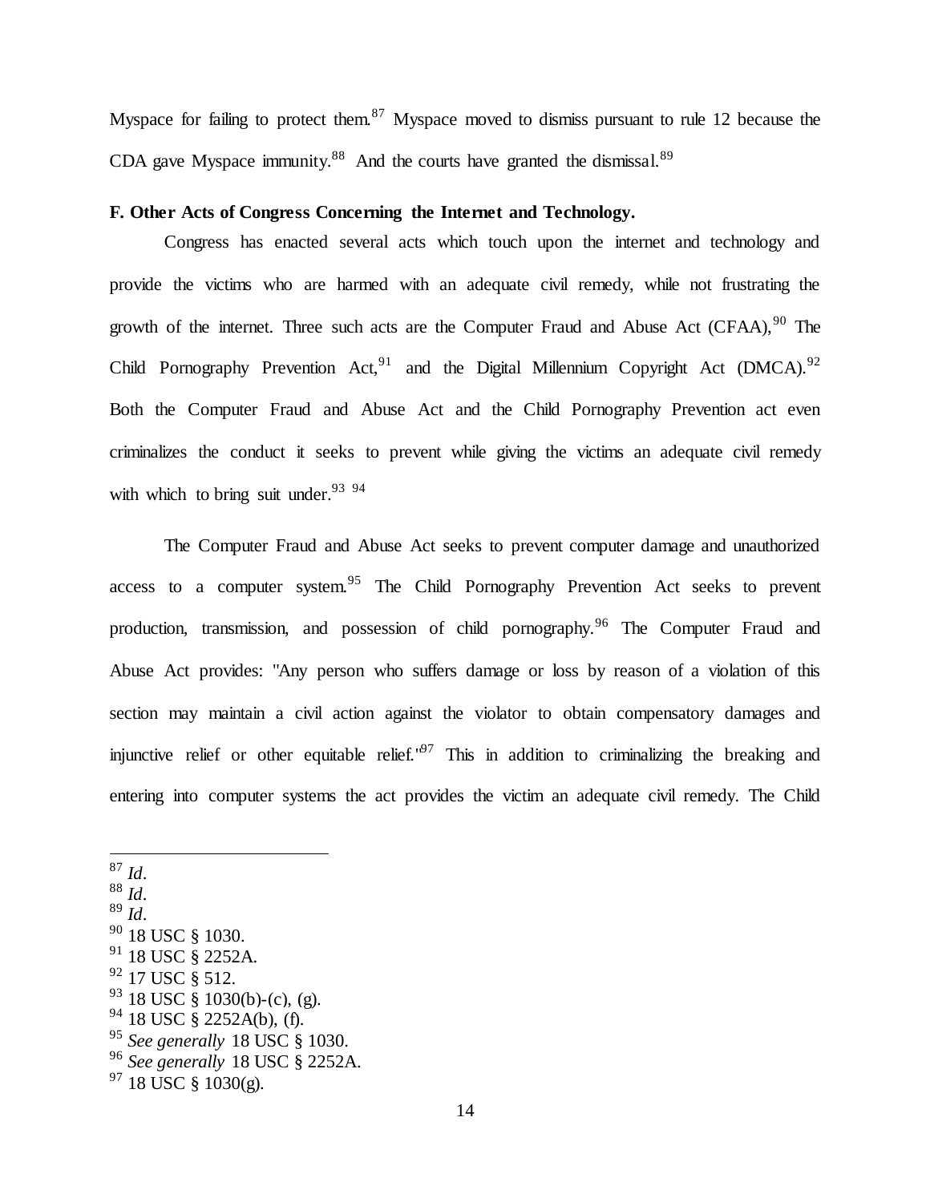Myspace for failing to protect them.[87] Myspace moved to dismiss pursuant to rule 12 because the CDA gave Myspace immunity.[88] And the courts have granted the dismissal.[89]

### F. Other Acts of Congress Concerning the Internet and Technology.

Congress has enacted several acts which touch upon the internet and technology and provide the victims who are harmed with an adequate civil remedy, while not frustrating the growth of the internet. Three such acts are the Computer Fraud and Abuse Act (CFAA),[90] The Child Pornography Prevention Act,[91] and the Digital Millennium Copyright Act (DMCA).[92] Both the Computer Fraud and Abuse Act and the Child Pornography Prevention act even criminalizes the conduct it seeks to prevent while giving the victims an adequate civil remedy with which to bring suit under.[93] [94]

The Computer Fraud and Abuse Act seeks to prevent computer damage and unauthorized access to a computer system.[95] The Child Pornography Prevention Act seeks to prevent production, transmission, and possession of child pornography.[96] The Computer Fraud and Abuse Act provides: "Any person who suffers damage or loss by reason of a violation of this section may maintain a civil action against the violator to obtain compensatory damages and injunctive relief or other equitable relief."[97] This in addition to criminalizing the breaking and entering into computer systems the act provides the victim an adequate civil remedy. The Child

---

[87] *Id*.
[88] *Id*.
[89] *Id*.
[90] 18 USC § 1030.
[91] 18 USC § 2252A.
[92] 17 USC § 512.
[93] 18 USC § 1030(b)-(c), (g).
[94] 18 USC § 2252A(b), (f).
[95] *See generally* 18 USC § 1030.
[96] *See generally* 18 USC § 2252A.
[97] 18 USC § 1030(g).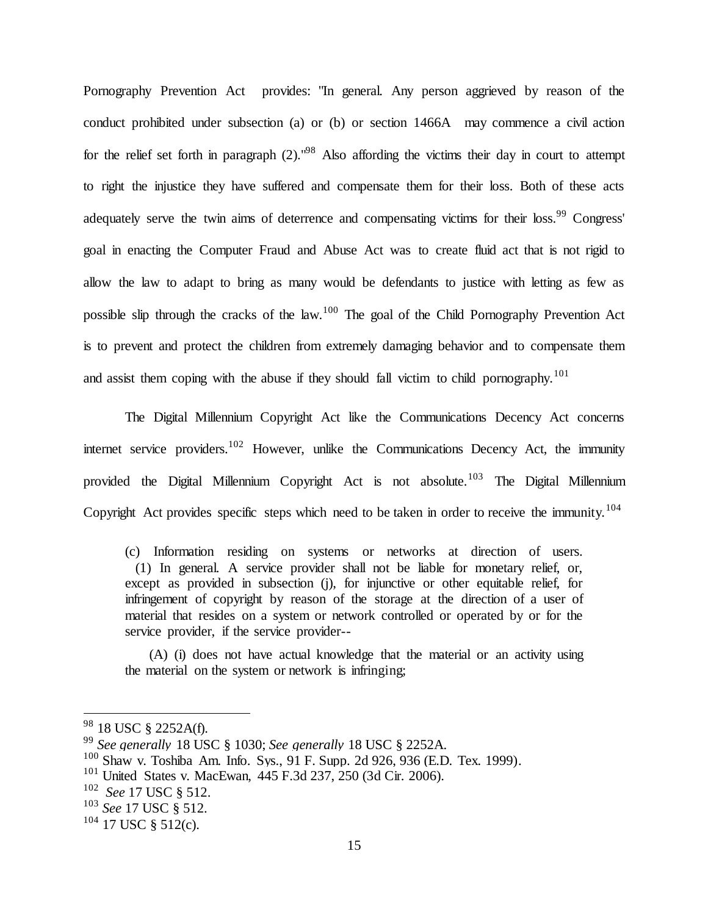Pornography Prevention Act provides: "In general. Any person aggrieved by reason of the conduct prohibited under subsection (a) or (b) or section 1466A may commence a civil action for the relief set forth in paragraph (2)."[98] Also affording the victims their day in court to attempt to right the injustice they have suffered and compensate them for their loss. Both of these acts adequately serve the twin aims of deterrence and compensating victims for their loss.[99] Congress' goal in enacting the Computer Fraud and Abuse Act was to create fluid act that is not rigid to allow the law to adapt to bring as many would be defendants to justice with letting as few as possible slip through the cracks of the law.[100] The goal of the Child Pornography Prevention Act is to prevent and protect the children from extremely damaging behavior and to compensate them and assist them coping with the abuse if they should fall victim to child pornography.[101]

The Digital Millennium Copyright Act like the Communications Decency Act concerns internet service providers.[102] However, unlike the Communications Decency Act, the immunity provided the Digital Millennium Copyright Act is not absolute.[103] The Digital Millennium Copyright Act provides specific steps which need to be taken in order to receive the immunity.[104]

> (c) Information residing on systems or networks at direction of users.
> (1) In general. A service provider shall not be liable for monetary relief, or, except as provided in subsection (j), for injunctive or other equitable relief, for infringement of copyright by reason of the storage at the direction of a user of material that resides on a system or network controlled or operated by or for the service provider, if the service provider--
>
> (A) (i) does not have actual knowledge that the material or an activity using the material on the system or network is infringing;

---

[98] 18 USC § 2252A(f).

[99] *See generally* 18 USC § 1030; *See generally* 18 USC § 2252A.

[100] Shaw v. Toshiba Am. Info. Sys., 91 F. Supp. 2d 926, 936 (E.D. Tex. 1999).

[101] United States v. MacEwan, 445 F.3d 237, 250 (3d Cir. 2006).

[102] *See* 17 USC § 512.

[103] *See* 17 USC § 512.

[104] 17 USC § 512(c).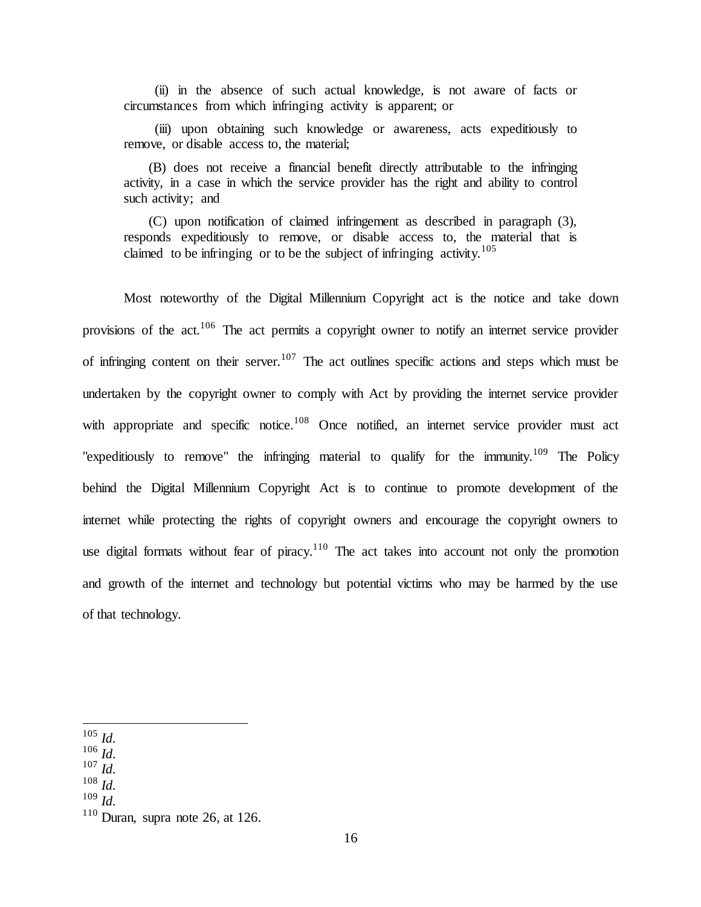> (ii) in the absence of such actual knowledge, is not aware of facts or circumstances from which infringing activity is apparent; or
>
> (iii) upon obtaining such knowledge or awareness, acts expeditiously to remove, or disable access to, the material;
>
> (B) does not receive a financial benefit directly attributable to the infringing activity, in a case in which the service provider has the right and ability to control such activity; and
>
> (C) upon notification of claimed infringement as described in paragraph (3), responds expeditiously to remove, or disable access to, the material that is claimed to be infringing or to be the subject of infringing activity.[105]

Most noteworthy of the Digital Millennium Copyright act is the notice and take down provisions of the act.[106] The act permits a copyright owner to notify an internet service provider of infringing content on their server.[107] The act outlines specific actions and steps which must be undertaken by the copyright owner to comply with Act by providing the internet service provider with appropriate and specific notice.[108] Once notified, an internet service provider must act "expeditiously to remove" the infringing material to qualify for the immunity.[109] The Policy behind the Digital Millennium Copyright Act is to continue to promote development of the internet while protecting the rights of copyright owners and encourage the copyright owners to use digital formats without fear of piracy.[110] The act takes into account not only the promotion and growth of the internet and technology but potential victims who may be harmed by the use of that technology.

---

[105] *Id.*
[106] *Id.*
[107] *Id.*
[108] *Id.*
[109] *Id.*
[110] Duran, supra note 26, at 126.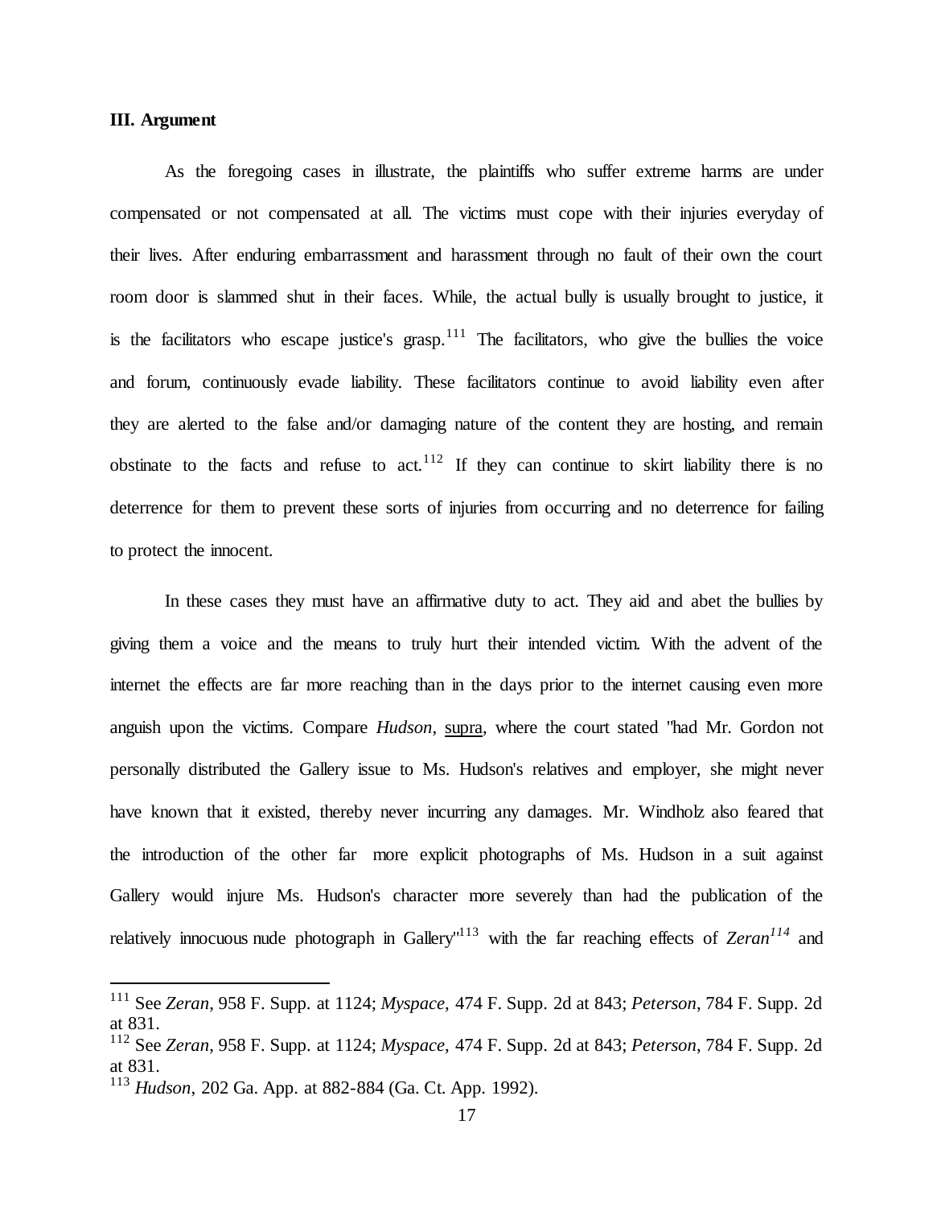### III. Argument

As the foregoing cases in illustrate, the plaintiffs who suffer extreme harms are under compensated or not compensated at all. The victims must cope with their injuries everyday of their lives. After enduring embarrassment and harassment through no fault of their own the court room door is slammed shut in their faces. While, the actual bully is usually brought to justice, it is the facilitators who escape justice's grasp.[111] The facilitators, who give the bullies the voice and forum, continuously evade liability. These facilitators continue to avoid liability even after they are alerted to the false and/or damaging nature of the content they are hosting, and remain obstinate to the facts and refuse to act.[112] If they can continue to skirt liability there is no deterrence for them to prevent these sorts of injuries from occurring and no deterrence for failing to protect the innocent.

In these cases they must have an affirmative duty to act. They aid and abet the bullies by giving them a voice and the means to truly hurt their intended victim. With the advent of the internet the effects are far more reaching than in the days prior to the internet causing even more anguish upon the victims. Compare *Hudson*, supra, where the court stated "had Mr. Gordon not personally distributed the Gallery issue to Ms. Hudson's relatives and employer, she might never have known that it existed, thereby never incurring any damages. Mr. Windholz also feared that the introduction of the other far more explicit photographs of Ms. Hudson in a suit against Gallery would injure Ms. Hudson's character more severely than had the publication of the relatively innocuous nude photograph in Gallery"[113] with the far reaching effects of ***Zeran***[114] and

---

[111] See *Zeran*, 958 F. Supp. at 1124; *Myspace*, 474 F. Supp. 2d at 843; *Peterson*, 784 F. Supp. 2d at 831.

[112] See *Zeran*, 958 F. Supp. at 1124; *Myspace*, 474 F. Supp. 2d at 843; *Peterson*, 784 F. Supp. 2d at 831.

[113] *Hudson*, 202 Ga. App. at 882-884 (Ga. Ct. App. 1992).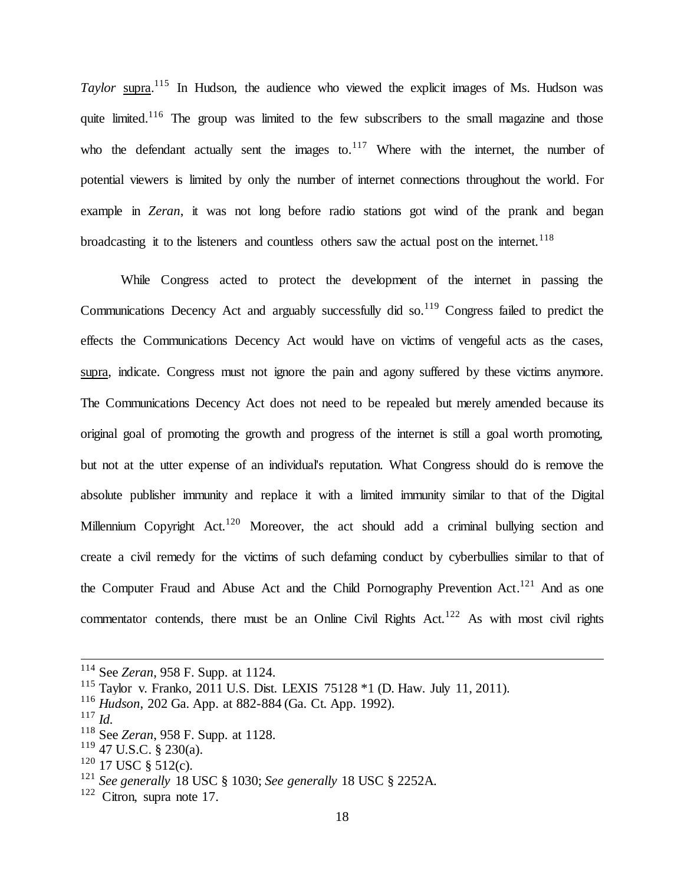*Taylor* supra.[115] In Hudson, the audience who viewed the explicit images of Ms. Hudson was quite limited.[116] The group was limited to the few subscribers to the small magazine and those who the defendant actually sent the images to.[117] Where with the internet, the number of potential viewers is limited by only the number of internet connections throughout the world. For example in *Zeran*, it was not long before radio stations got wind of the prank and began broadcasting it to the listeners and countless others saw the actual post on the internet.[118]

While Congress acted to protect the development of the internet in passing the Communications Decency Act and arguably successfully did so.[119] Congress failed to predict the effects the Communications Decency Act would have on victims of vengeful acts as the cases, supra, indicate. Congress must not ignore the pain and agony suffered by these victims anymore. The Communications Decency Act does not need to be repealed but merely amended because its original goal of promoting the growth and progress of the internet is still a goal worth promoting, but not at the utter expense of an individual's reputation. What Congress should do is remove the absolute publisher immunity and replace it with a limited immunity similar to that of the Digital Millennium Copyright Act.[120] Moreover, the act should add a criminal bullying section and create a civil remedy for the victims of such defaming conduct by cyberbullies similar to that of the Computer Fraud and Abuse Act and the Child Pornography Prevention Act.[121] And as one commentator contends, there must be an Online Civil Rights Act.[122] As with most civil rights

---

[114] See *Zeran*, 958 F. Supp. at 1124.

[115] Taylor v. Franko, 2011 U.S. Dist. LEXIS 75128 *1 (D. Haw. July 11, 2011).

[116] *Hudson*, 202 Ga. App. at 882-884 (Ga. Ct. App. 1992).

[117] *Id.*

[118] See *Zeran*, 958 F. Supp. at 1128.

[119] 47 U.S.C. § 230(a).

[120] 17 USC § 512(c).

[121] *See generally* 18 USC § 1030; *See generally* 18 USC § 2252A.

[122] Citron, supra note 17.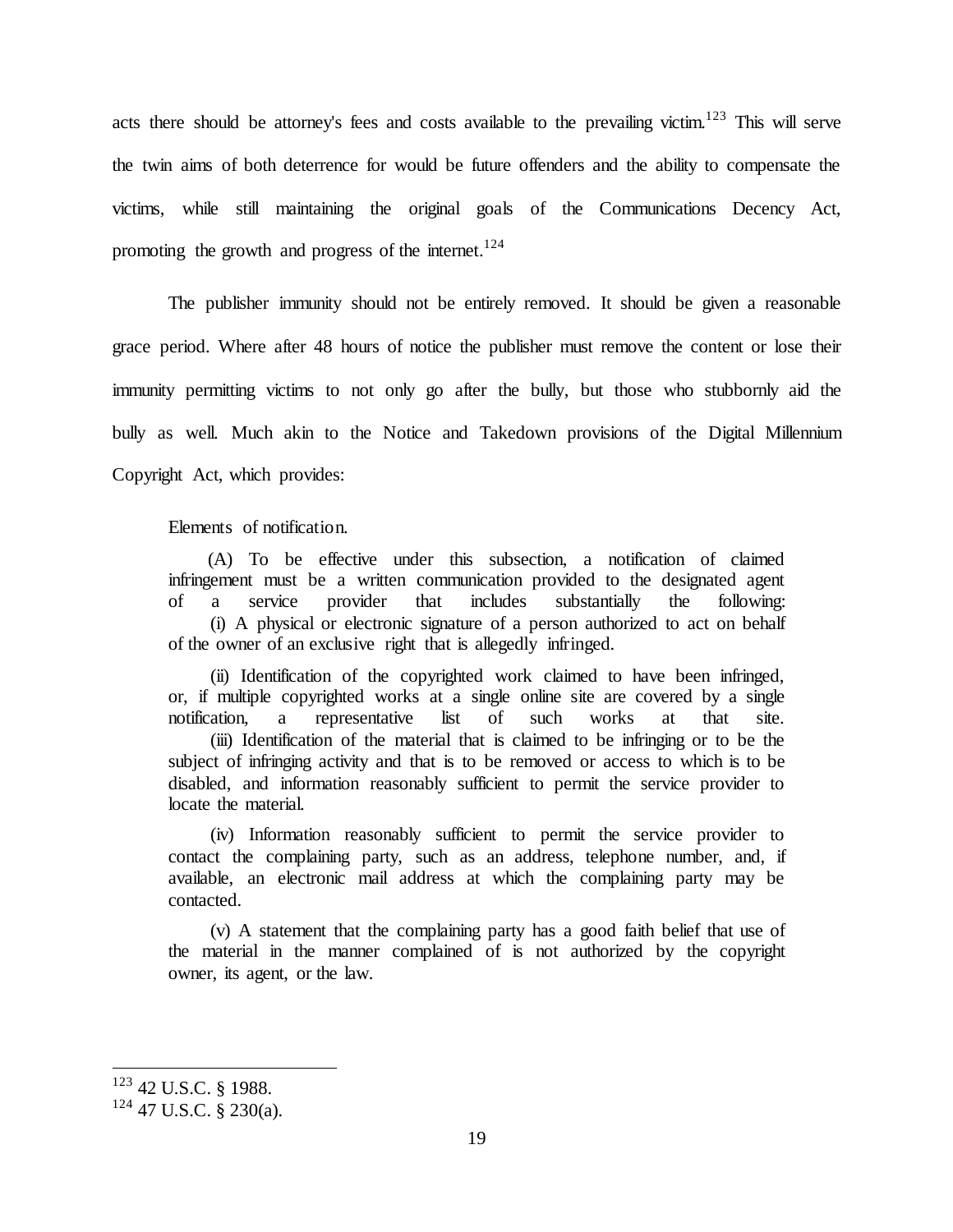acts there should be attorney's fees and costs available to the prevailing victim.[123] This will serve the twin aims of both deterrence for would be future offenders and the ability to compensate the victims, while still maintaining the original goals of the Communications Decency Act, promoting the growth and progress of the internet.[124]

The publisher immunity should not be entirely removed. It should be given a reasonable grace period. Where after 48 hours of notice the publisher must remove the content or lose their immunity permitting victims to not only go after the bully, but those who stubbornly aid the bully as well. Much akin to the Notice and Takedown provisions of the Digital Millennium Copyright Act, which provides:

> Elements of notification.
>
> (A) To be effective under this subsection, a notification of claimed infringement must be a written communication provided to the designated agent of a service provider that includes substantially the following:
>
> (i) A physical or electronic signature of a person authorized to act on behalf of the owner of an exclusive right that is allegedly infringed.
>
> (ii) Identification of the copyrighted work claimed to have been infringed, or, if multiple copyrighted works at a single online site are covered by a single notification, a representative list of such works at that site.
>
> (iii) Identification of the material that is claimed to be infringing or to be the subject of infringing activity and that is to be removed or access to which is to be disabled, and information reasonably sufficient to permit the service provider to locate the material.
>
> (iv) Information reasonably sufficient to permit the service provider to contact the complaining party, such as an address, telephone number, and, if available, an electronic mail address at which the complaining party may be contacted.
>
> (v) A statement that the complaining party has a good faith belief that use of the material in the manner complained of is not authorized by the copyright owner, its agent, or the law.

---

[123] 42 U.S.C. § 1988.

[124] 47 U.S.C. § 230(a).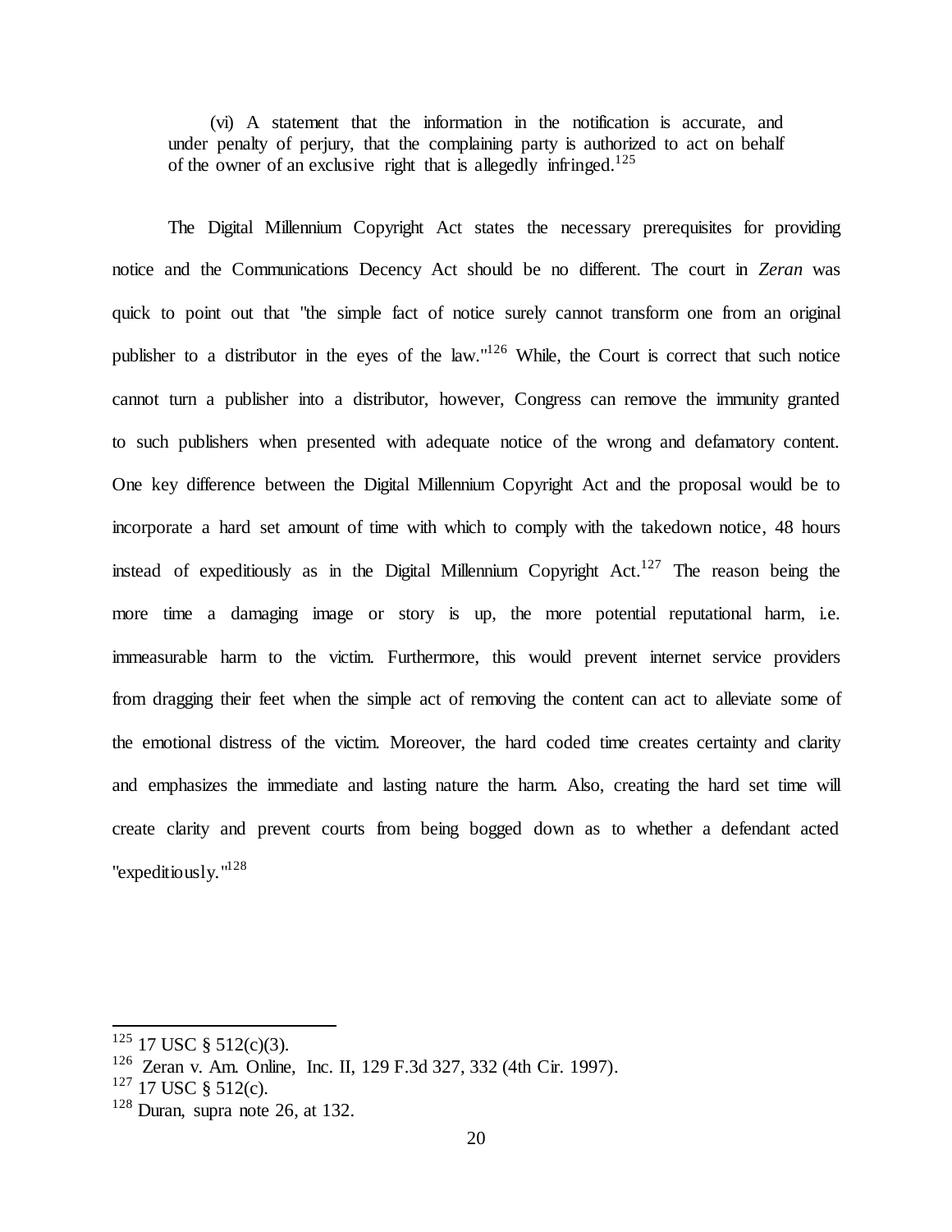> (vi) A statement that the information in the notification is accurate, and under penalty of perjury, that the complaining party is authorized to act on behalf of the owner of an exclusive right that is allegedly infringed.[125]

The Digital Millennium Copyright Act states the necessary prerequisites for providing notice and the Communications Decency Act should be no different. The court in *Zeran* was quick to point out that "the simple fact of notice surely cannot transform one from an original publisher to a distributor in the eyes of the law."[126] While, the Court is correct that such notice cannot turn a publisher into a distributor, however, Congress can remove the immunity granted to such publishers when presented with adequate notice of the wrong and defamatory content. One key difference between the Digital Millennium Copyright Act and the proposal would be to incorporate a hard set amount of time with which to comply with the takedown notice, 48 hours instead of expeditiously as in the Digital Millennium Copyright Act.[127] The reason being the more time a damaging image or story is up, the more potential reputational harm, i.e. immeasurable harm to the victim. Furthermore, this would prevent internet service providers from dragging their feet when the simple act of removing the content can act to alleviate some of the emotional distress of the victim. Moreover, the hard coded time creates certainty and clarity and emphasizes the immediate and lasting nature the harm. Also, creating the hard set time will create clarity and prevent courts from being bogged down as to whether a defendant acted "expeditiously."[128]

---

[125] 17 USC § 512(c)(3).

[126] Zeran v. Am. Online, Inc. II, 129 F.3d 327, 332 (4th Cir. 1997).

[127] 17 USC § 512(c).

[128] Duran, supra note 26, at 132.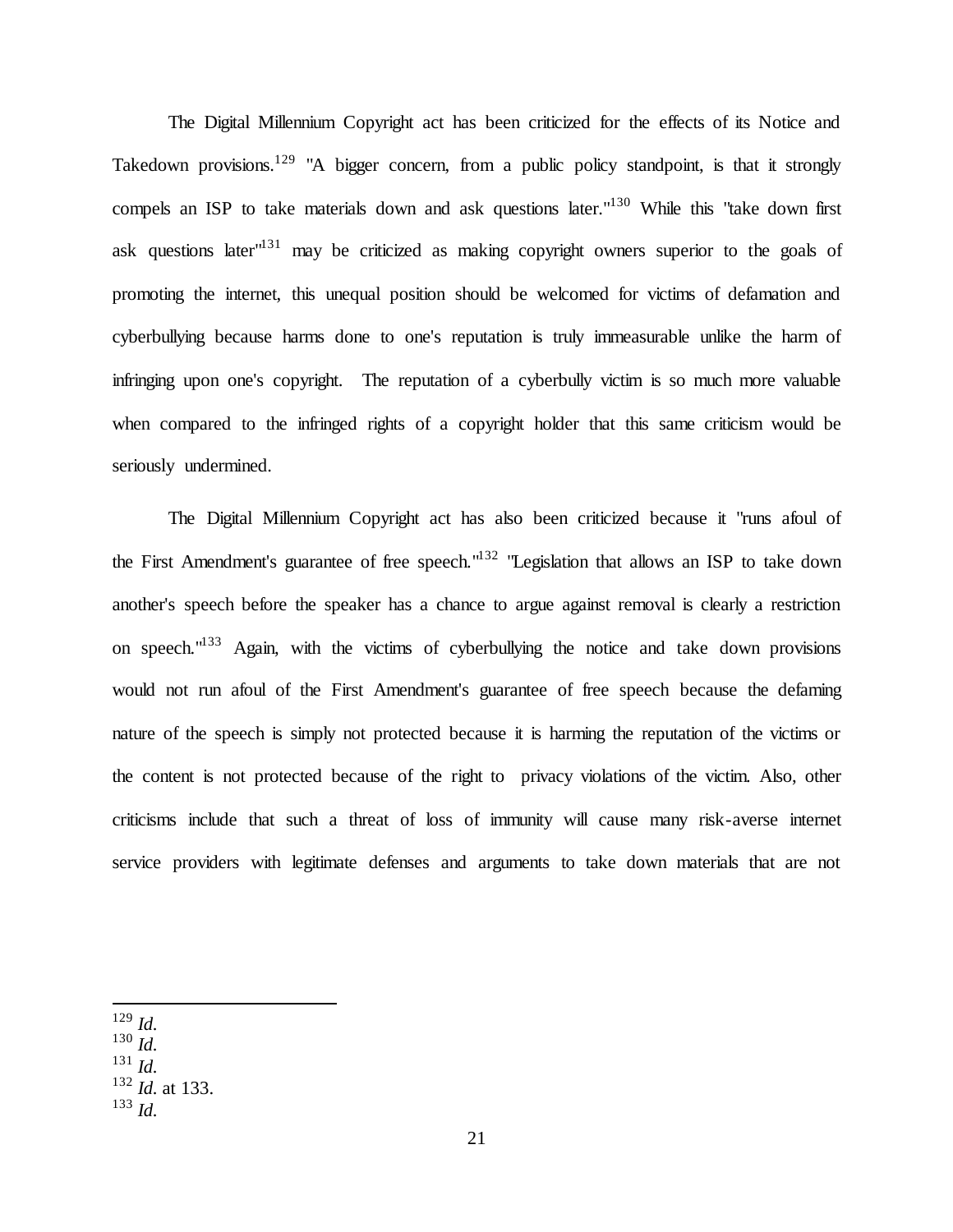The Digital Millennium Copyright act has been criticized for the effects of its Notice and Takedown provisions.[129] "A bigger concern, from a public policy standpoint, is that it strongly compels an ISP to take materials down and ask questions later."[130] While this "take down first ask questions later"[131] may be criticized as making copyright owners superior to the goals of promoting the internet, this unequal position should be welcomed for victims of defamation and cyberbullying because harms done to one's reputation is truly immeasurable unlike the harm of infringing upon one's copyright. The reputation of a cyberbully victim is so much more valuable when compared to the infringed rights of a copyright holder that this same criticism would be seriously undermined.

The Digital Millennium Copyright act has also been criticized because it "runs afoul of the First Amendment's guarantee of free speech."[132] "Legislation that allows an ISP to take down another's speech before the speaker has a chance to argue against removal is clearly a restriction on speech."[133] Again, with the victims of cyberbullying the notice and take down provisions would not run afoul of the First Amendment's guarantee of free speech because the defaming nature of the speech is simply not protected because it is harming the reputation of the victims or the content is not protected because of the right to privacy violations of the victim. Also, other criticisms include that such a threat of loss of immunity will cause many risk-averse internet service providers with legitimate defenses and arguments to take down materials that are not

---

[129] *Id.*
[130] *Id.*
[131] *Id.*
[132] *Id.* at 133.
[133] *Id.*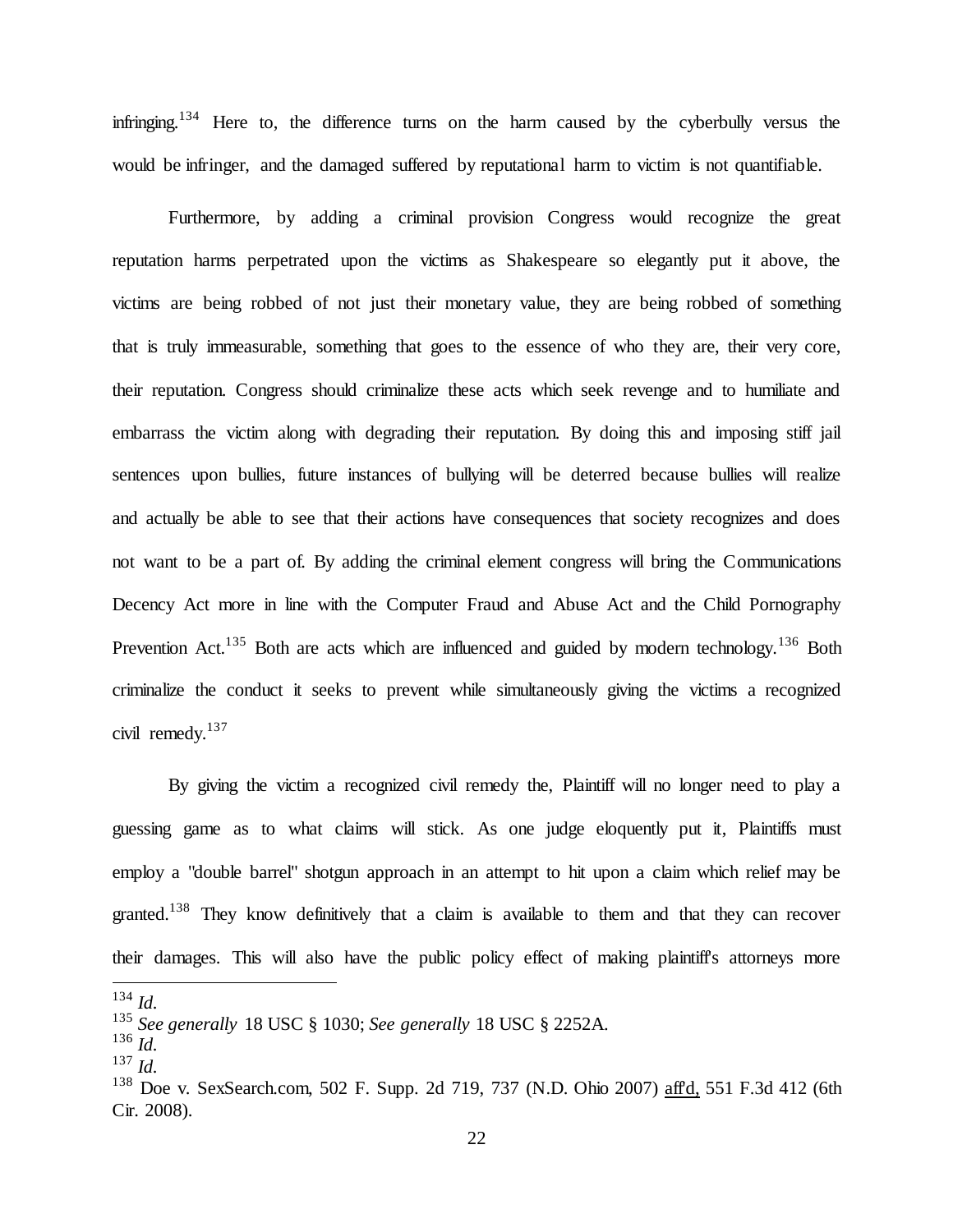infringing.[134] Here to, the difference turns on the harm caused by the cyberbully versus the would be infringer, and the damaged suffered by reputational harm to victim is not quantifiable.

Furthermore, by adding a criminal provision Congress would recognize the great reputation harms perpetrated upon the victims as Shakespeare so elegantly put it above, the victims are being robbed of not just their monetary value, they are being robbed of something that is truly immeasurable, something that goes to the essence of who they are, their very core, their reputation. Congress should criminalize these acts which seek revenge and to humiliate and embarrass the victim along with degrading their reputation. By doing this and imposing stiff jail sentences upon bullies, future instances of bullying will be deterred because bullies will realize and actually be able to see that their actions have consequences that society recognizes and does not want to be a part of. By adding the criminal element congress will bring the Communications Decency Act more in line with the Computer Fraud and Abuse Act and the Child Pornography Prevention Act.[135] Both are acts which are influenced and guided by modern technology.[136] Both criminalize the conduct it seeks to prevent while simultaneously giving the victims a recognized civil remedy.[137]

By giving the victim a recognized civil remedy the, Plaintiff will no longer need to play a guessing game as to what claims will stick. As one judge eloquently put it, Plaintiffs must employ a "double barrel" shotgun approach in an attempt to hit upon a claim which relief may be granted.[138] They know definitively that a claim is available to them and that they can recover their damages. This will also have the public policy effect of making plaintiff's attorneys more

---

[134] *Id.*

[135] *See generally* 18 USC § 1030; *See generally* 18 USC § 2252A.

[136] *Id.*

[137] *Id.*

[138] Doe v. SexSearch.com, 502 F. Supp. 2d 719, 737 (N.D. Ohio 2007) aff'd, 551 F.3d 412 (6th Cir. 2008).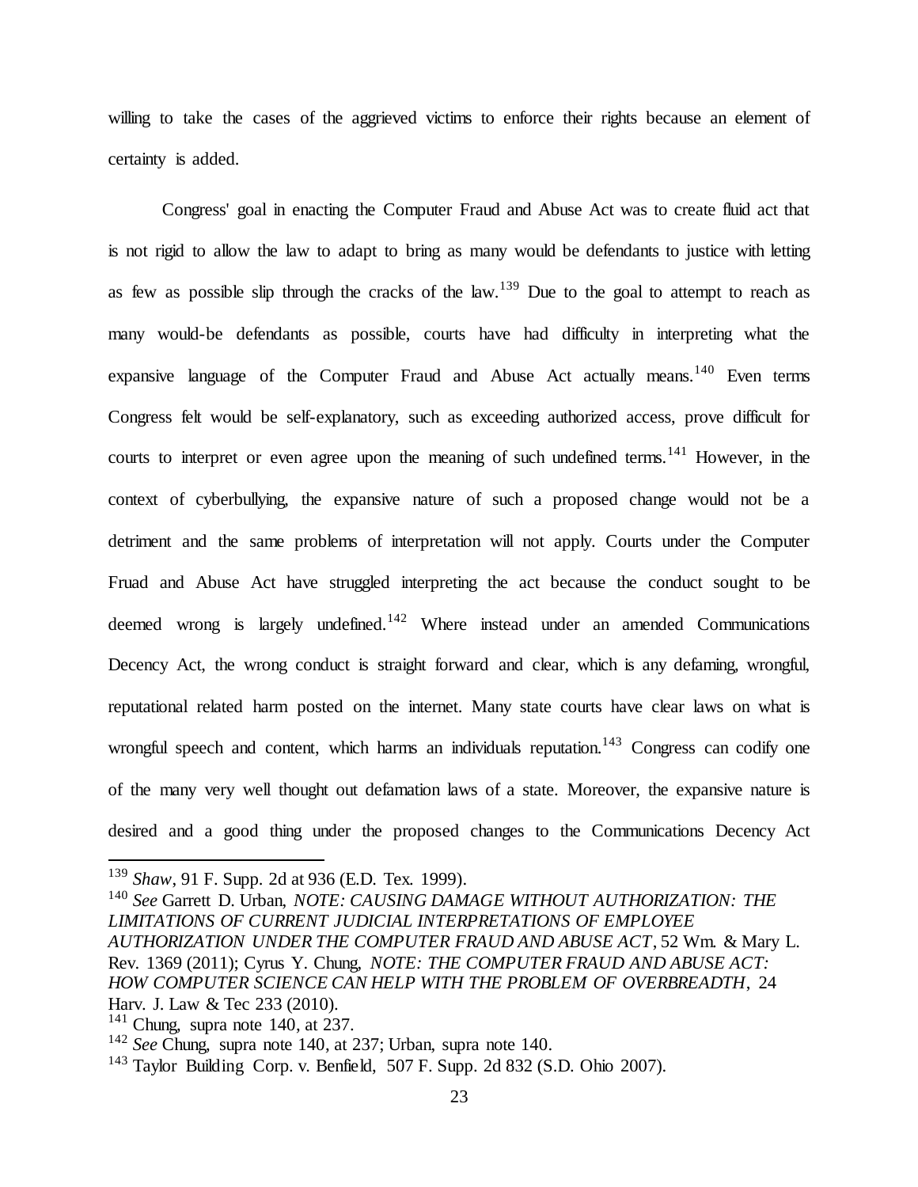willing to take the cases of the aggrieved victims to enforce their rights because an element of certainty is added.

Congress' goal in enacting the Computer Fraud and Abuse Act was to create fluid act that is not rigid to allow the law to adapt to bring as many would be defendants to justice with letting as few as possible slip through the cracks of the law.[139] Due to the goal to attempt to reach as many would-be defendants as possible, courts have had difficulty in interpreting what the expansive language of the Computer Fraud and Abuse Act actually means.[140] Even terms Congress felt would be self-explanatory, such as exceeding authorized access, prove difficult for courts to interpret or even agree upon the meaning of such undefined terms.[141] However, in the context of cyberbullying, the expansive nature of such a proposed change would not be a detriment and the same problems of interpretation will not apply. Courts under the Computer Fruad and Abuse Act have struggled interpreting the act because the conduct sought to be deemed wrong is largely undefined.[142] Where instead under an amended Communications Decency Act, the wrong conduct is straight forward and clear, which is any defaming, wrongful, reputational related harm posted on the internet. Many state courts have clear laws on what is wrongful speech and content, which harms an individuals reputation.[143] Congress can codify one of the many very well thought out defamation laws of a state. Moreover, the expansive nature is desired and a good thing under the proposed changes to the Communications Decency Act

---

[139] *Shaw*, 91 F. Supp. 2d at 936 (E.D. Tex. 1999).

[140] *See* Garrett D. Urban, *NOTE: CAUSING DAMAGE WITHOUT AUTHORIZATION: THE LIMITATIONS OF CURRENT JUDICIAL INTERPRETATIONS OF EMPLOYEE AUTHORIZATION UNDER THE COMPUTER FRAUD AND ABUSE ACT*, 52 Wm. & Mary L. Rev. 1369 (2011); Cyrus Y. Chung, *NOTE: THE COMPUTER FRAUD AND ABUSE ACT: HOW COMPUTER SCIENCE CAN HELP WITH THE PROBLEM OF OVERBREADTH*, 24 Harv. J. Law & Tec 233 (2010).

[141] Chung, supra note 140, at 237.

[142] *See* Chung, supra note 140, at 237; Urban, supra note 140.

[143] Taylor Building Corp. v. Benfield, 507 F. Supp. 2d 832 (S.D. Ohio 2007).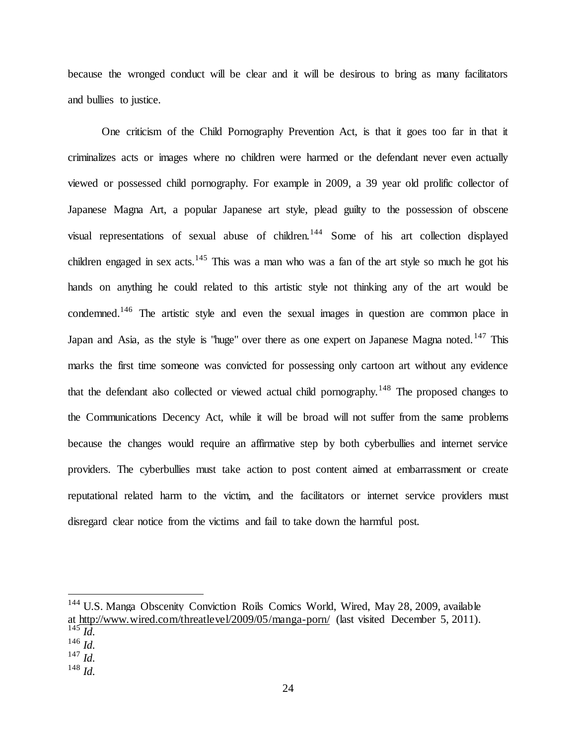because the wronged conduct will be clear and it will be desirous to bring as many facilitators and bullies to justice.

One criticism of the Child Pornography Prevention Act, is that it goes too far in that it criminalizes acts or images where no children were harmed or the defendant never even actually viewed or possessed child pornography. For example in 2009, a 39 year old prolific collector of Japanese Magna Art, a popular Japanese art style, plead guilty to the possession of obscene visual representations of sexual abuse of children.[144] Some of his art collection displayed children engaged in sex acts.[145] This was a man who was a fan of the art style so much he got his hands on anything he could related to this artistic style not thinking any of the art would be condemned.[146] The artistic style and even the sexual images in question are common place in Japan and Asia, as the style is "huge" over there as one expert on Japanese Magna noted.[147] This marks the first time someone was convicted for possessing only cartoon art without any evidence that the defendant also collected or viewed actual child pornography.[148] The proposed changes to the Communications Decency Act, while it will be broad will not suffer from the same problems because the changes would require an affirmative step by both cyberbullies and internet service providers. The cyberbullies must take action to post content aimed at embarrassment or create reputational related harm to the victim, and the facilitators or internet service providers must disregard clear notice from the victims and fail to take down the harmful post.

---

[144] U.S. Manga Obscenity Conviction Roils Comics World, Wired, May 28, 2009, available at http://www.wired.com/threatlevel/2009/05/manga-porn/ (last visited December 5, 2011).
[145] *Id.*
[146] *Id.*
[147] *Id.*
[148] *Id.*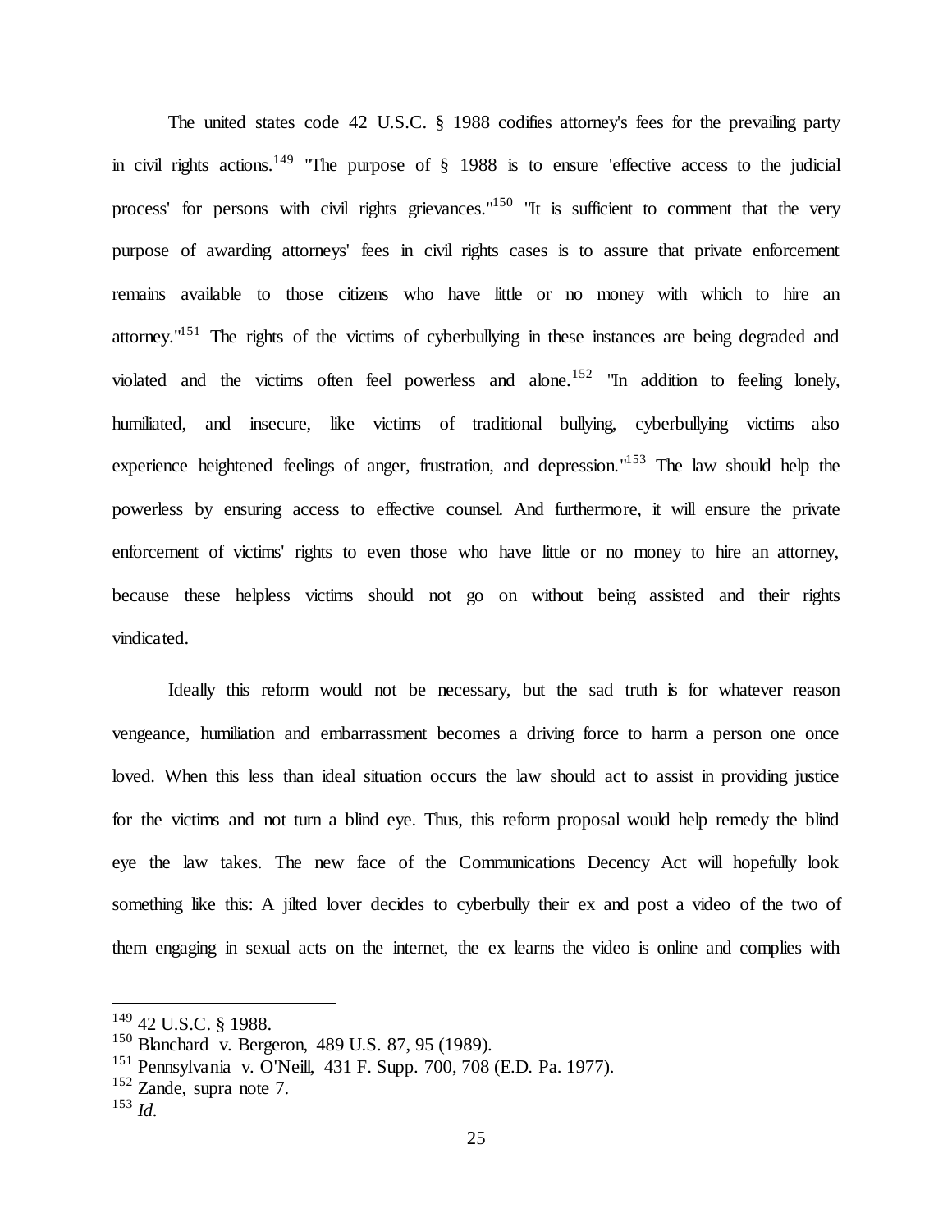The united states code 42 U.S.C. § 1988 codifies attorney's fees for the prevailing party in civil rights actions.[149] "The purpose of § 1988 is to ensure 'effective access to the judicial process' for persons with civil rights grievances."[150] "It is sufficient to comment that the very purpose of awarding attorneys' fees in civil rights cases is to assure that private enforcement remains available to those citizens who have little or no money with which to hire an attorney."[151] The rights of the victims of cyberbullying in these instances are being degraded and violated and the victims often feel powerless and alone.[152] "In addition to feeling lonely, humiliated, and insecure, like victims of traditional bullying, cyberbullying victims also experience heightened feelings of anger, frustration, and depression."[153] The law should help the powerless by ensuring access to effective counsel. And furthermore, it will ensure the private enforcement of victims' rights to even those who have little or no money to hire an attorney, because these helpless victims should not go on without being assisted and their rights vindicated.

Ideally this reform would not be necessary, but the sad truth is for whatever reason vengeance, humiliation and embarrassment becomes a driving force to harm a person one once loved. When this less than ideal situation occurs the law should act to assist in providing justice for the victims and not turn a blind eye. Thus, this reform proposal would help remedy the blind eye the law takes. The new face of the Communications Decency Act will hopefully look something like this: A jilted lover decides to cyberbully their ex and post a video of the two of them engaging in sexual acts on the internet, the ex learns the video is online and complies with

---

[149] 42 U.S.C. § 1988.
[150] Blanchard v. Bergeron, 489 U.S. 87, 95 (1989).
[151] Pennsylvania v. O'Neill, 431 F. Supp. 700, 708 (E.D. Pa. 1977).
[152] Zande, supra note 7.
[153] *Id.*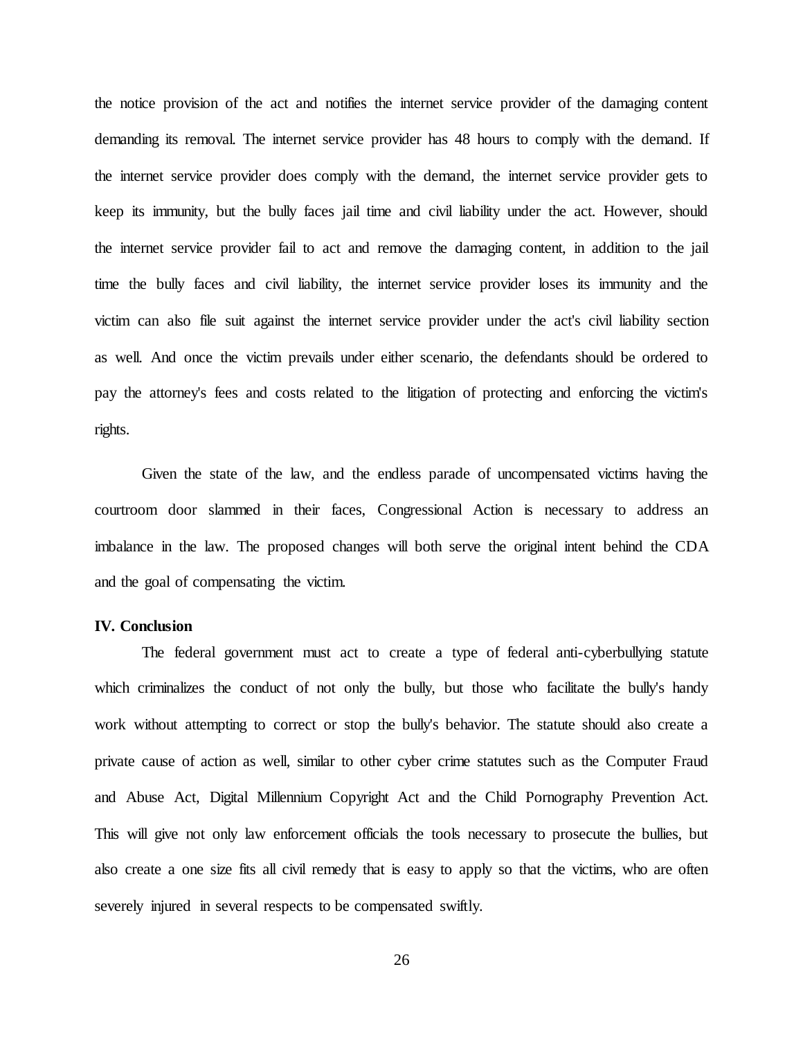the notice provision of the act and notifies the internet service provider of the damaging content demanding its removal. The internet service provider has 48 hours to comply with the demand. If the internet service provider does comply with the demand, the internet service provider gets to keep its immunity, but the bully faces jail time and civil liability under the act. However, should the internet service provider fail to act and remove the damaging content, in addition to the jail time the bully faces and civil liability, the internet service provider loses its immunity and the victim can also file suit against the internet service provider under the act's civil liability section as well. And once the victim prevails under either scenario, the defendants should be ordered to pay the attorney's fees and costs related to the litigation of protecting and enforcing the victim's rights.

Given the state of the law, and the endless parade of uncompensated victims having the courtroom door slammed in their faces, Congressional Action is necessary to address an imbalance in the law. The proposed changes will both serve the original intent behind the CDA and the goal of compensating the victim.

**IV. Conclusion**

The federal government must act to create a type of federal anti-cyberbullying statute which criminalizes the conduct of not only the bully, but those who facilitate the bully's handy work without attempting to correct or stop the bully's behavior. The statute should also create a private cause of action as well, similar to other cyber crime statutes such as the Computer Fraud and Abuse Act, Digital Millennium Copyright Act and the Child Pornography Prevention Act. This will give not only law enforcement officials the tools necessary to prosecute the bullies, but also create a one size fits all civil remedy that is easy to apply so that the victims, who are often severely injured in several respects to be compensated swiftly.